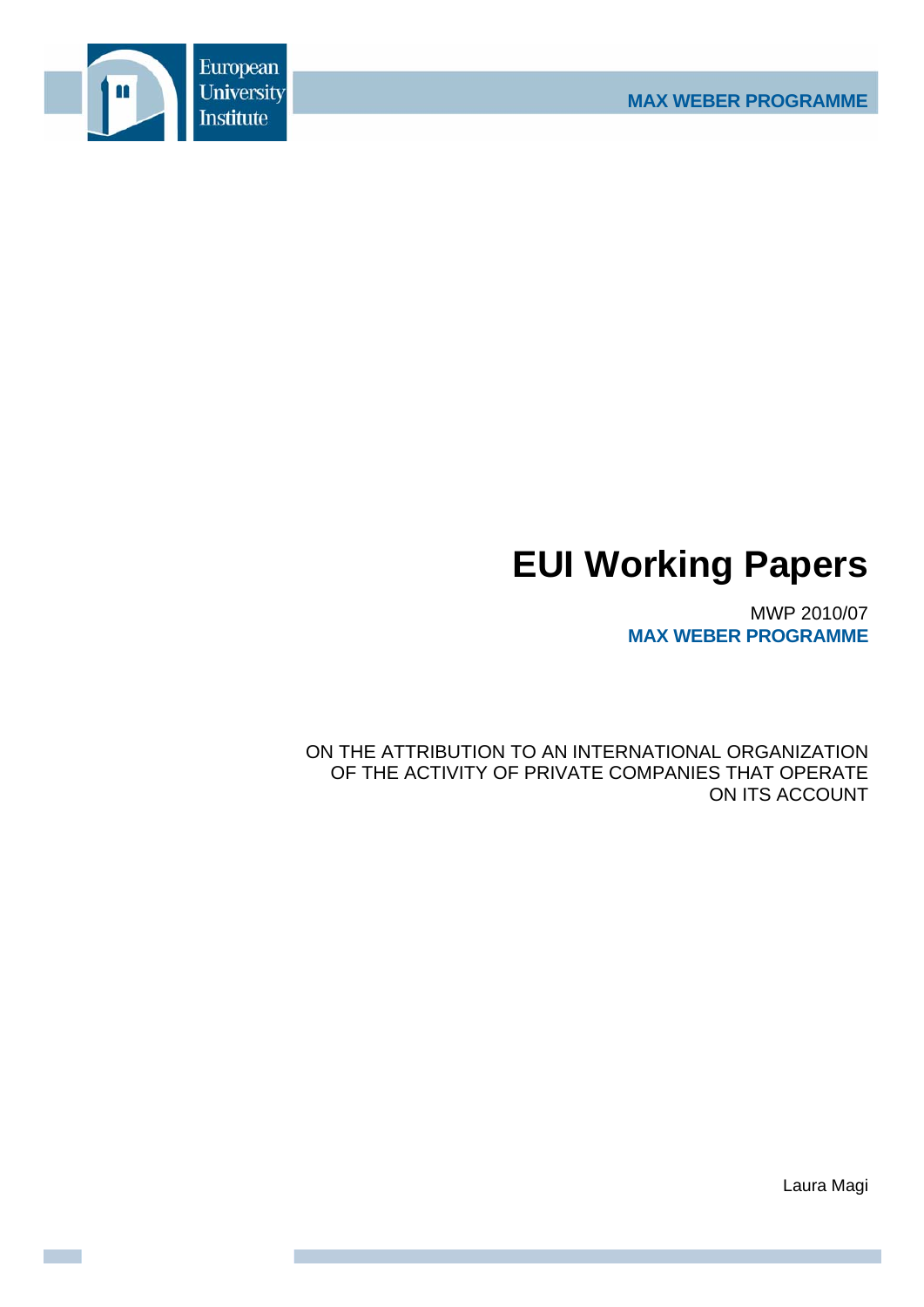European University Institute

MAX WEBER PROGRAMME

# EUI Working Papers

MWP 2010/07
**MAX WEBER PROGRAMME**

ON THE ATTRIBUTION TO AN INTERNATIONAL ORGANIZATION OF THE ACTIVITY OF PRIVATE COMPANIES THAT OPERATE ON ITS ACCOUNT

Laura Magi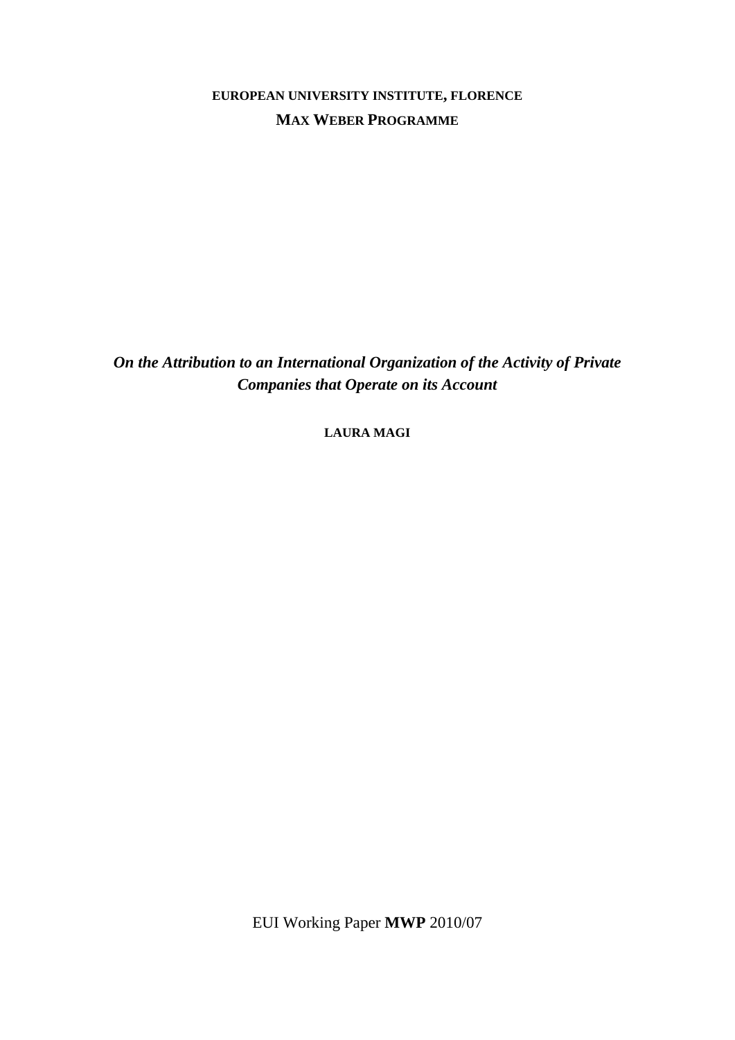**EUROPEAN UNIVERSITY INSTITUTE, FLORENCE**

**MAX WEBER PROGRAMME**

***On the Attribution to an International Organization of the Activity of Private Companies that Operate on its Account***

**LAURA MAGI**

EUI Working Paper **MWP** 2010/07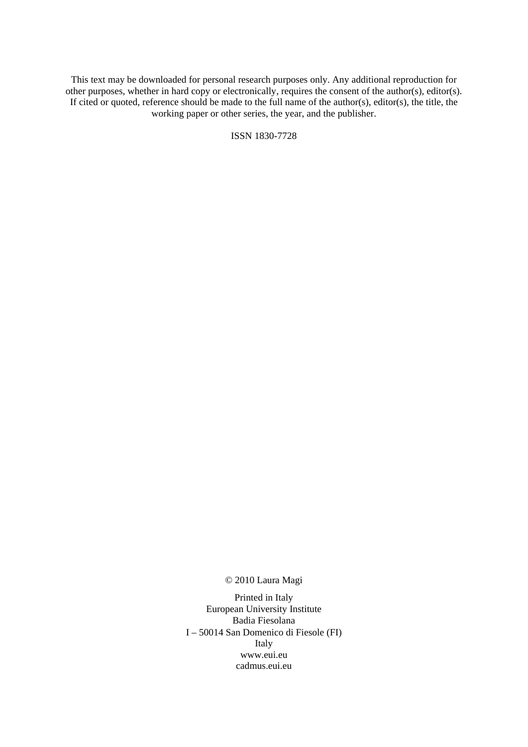This text may be downloaded for personal research purposes only. Any additional reproduction for other purposes, whether in hard copy or electronically, requires the consent of the author(s), editor(s). If cited or quoted, reference should be made to the full name of the author(s), editor(s), the title, the working paper or other series, the year, and the publisher.

ISSN 1830-7728

© 2010 Laura Magi

Printed in Italy
European University Institute
Badia Fiesolana
I – 50014 San Domenico di Fiesole (FI)
Italy
www.eui.eu
cadmus.eui.eu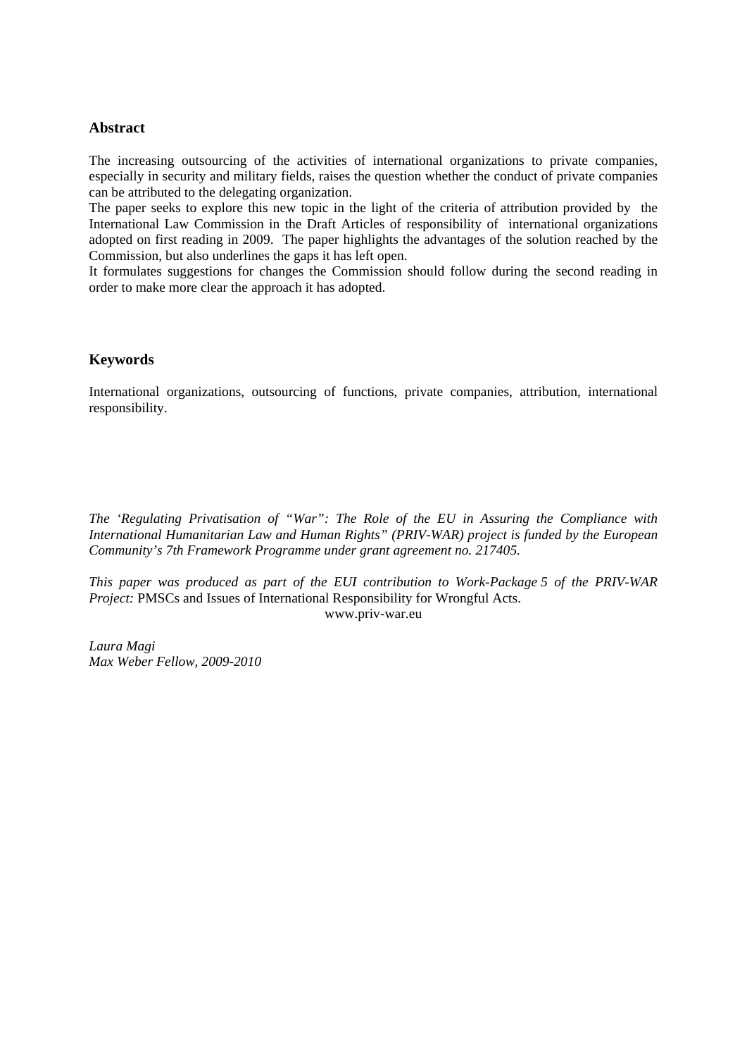## Abstract

The increasing outsourcing of the activities of international organizations to private companies, especially in security and military fields, raises the question whether the conduct of private companies can be attributed to the delegating organization.

The paper seeks to explore this new topic in the light of the criteria of attribution provided by the International Law Commission in the Draft Articles of responsibility of international organizations adopted on first reading in 2009. The paper highlights the advantages of the solution reached by the Commission, but also underlines the gaps it has left open.

It formulates suggestions for changes the Commission should follow during the second reading in order to make more clear the approach it has adopted.

## Keywords

International organizations, outsourcing of functions, private companies, attribution, international responsibility.

*The 'Regulating Privatisation of "War": The Role of the EU in Assuring the Compliance with International Humanitarian Law and Human Rights" (PRIV-WAR) project is funded by the European Community's 7th Framework Programme under grant agreement no. 217405.*

*This paper was produced as part of the EUI contribution to Work-Package 5 of the PRIV-WAR Project:* PMSCs and Issues of International Responsibility for Wrongful Acts.

www.priv-war.eu

*Laura Magi*
*Max Weber Fellow, 2009-2010*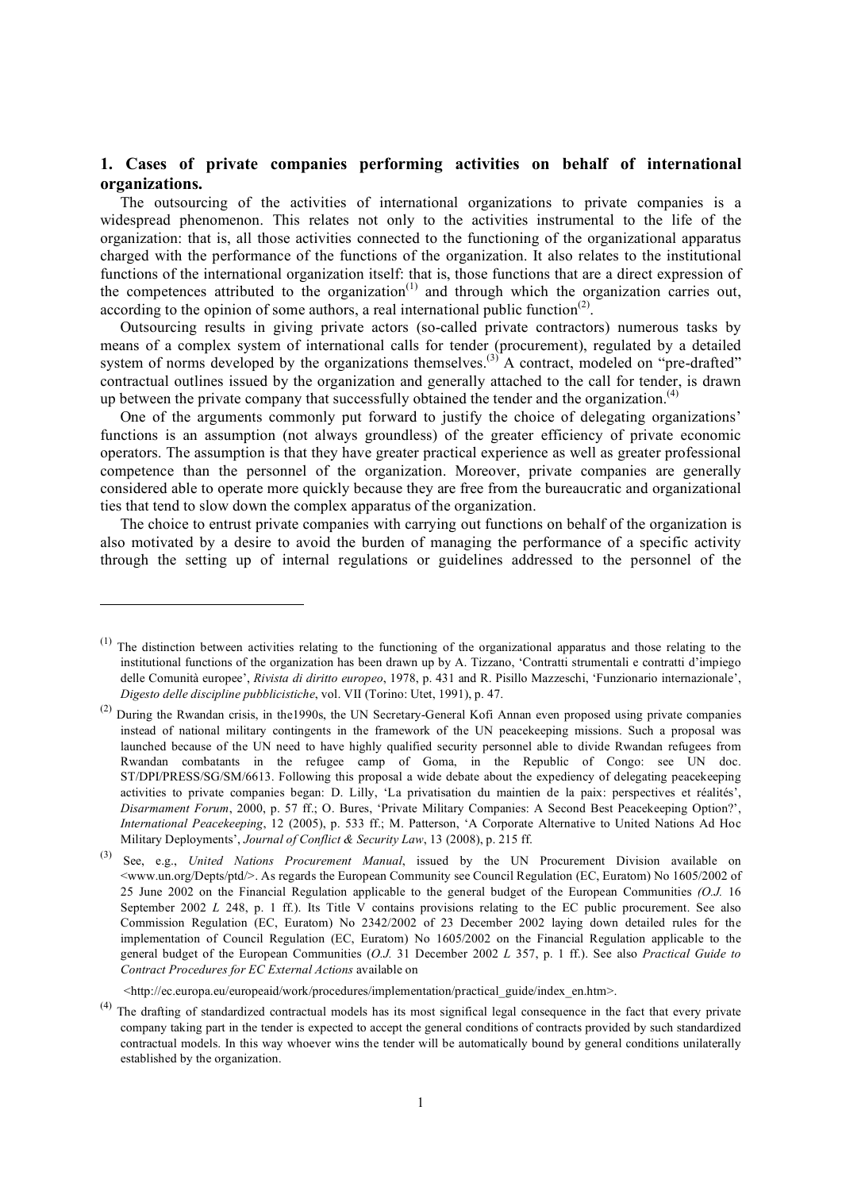## 1. Cases of private companies performing activities on behalf of international organizations.

The outsourcing of the activities of international organizations to private companies is a widespread phenomenon. This relates not only to the activities instrumental to the life of the organization: that is, all those activities connected to the functioning of the organizational apparatus charged with the performance of the functions of the organization. It also relates to the institutional functions of the international organization itself: that is, those functions that are a direct expression of the competences attributed to the organization[(1)] and through which the organization carries out, according to the opinion of some authors, a real international public function[(2)].

Outsourcing results in giving private actors (so-called private contractors) numerous tasks by means of a complex system of international calls for tender (procurement), regulated by a detailed system of norms developed by the organizations themselves.[(3)] A contract, modeled on "pre-drafted" contractual outlines issued by the organization and generally attached to the call for tender, is drawn up between the private company that successfully obtained the tender and the organization.[(4)]

One of the arguments commonly put forward to justify the choice of delegating organizations' functions is an assumption (not always groundless) of the greater efficiency of private economic operators. The assumption is that they have greater practical experience as well as greater professional competence than the personnel of the organization. Moreover, private companies are generally considered able to operate more quickly because they are free from the bureaucratic and organizational ties that tend to slow down the complex apparatus of the organization.

The choice to entrust private companies with carrying out functions on behalf of the organization is also motivated by a desire to avoid the burden of managing the performance of a specific activity through the setting up of internal regulations or guidelines addressed to the personnel of the

---

(1) The distinction between activities relating to the functioning of the organizational apparatus and those relating to the institutional functions of the organization has been drawn up by A. Tizzano, 'Contratti strumentali e contratti d'impiego delle Comunità europee', *Rivista di diritto europeo*, 1978, p. 431 and R. Pisillo Mazzeschi, 'Funzionario internazionale', *Digesto delle discipline pubblicistiche*, vol. VII (Torino: Utet, 1991), p. 47.

(2) During the Rwandan crisis, in the1990s, the UN Secretary-General Kofi Annan even proposed using private companies instead of national military contingents in the framework of the UN peacekeeping missions. Such a proposal was launched because of the UN need to have highly qualified security personnel able to divide Rwandan refugees from Rwandan combatants in the refugee camp of Goma, in the Republic of Congo: see UN doc. ST/DPI/PRESS/SG/SM/6613. Following this proposal a wide debate about the expediency of delegating peacekeeping activities to private companies began: D. Lilly, 'La privatisation du maintien de la paix: perspectives et réalités', *Disarmament Forum*, 2000, p. 57 ff.; O. Bures, 'Private Military Companies: A Second Best Peacekeeping Option?', *International Peacekeeping*, 12 (2005), p. 533 ff.; M. Patterson, 'A Corporate Alternative to United Nations Ad Hoc Military Deployments', *Journal of Conflict & Security Law*, 13 (2008), p. 215 ff.

(3) See, e.g., *United Nations Procurement Manual*, issued by the UN Procurement Division available on <www.un.org/Depts/ptd/>. As regards the European Community see Council Regulation (EC, Euratom) No 1605/2002 of 25 June 2002 on the Financial Regulation applicable to the general budget of the European Communities *(O.J.* 16 September 2002 *L* 248, p. 1 ff.). Its Title V contains provisions relating to the EC public procurement. See also Commission Regulation (EC, Euratom) No 2342/2002 of 23 December 2002 laying down detailed rules for the implementation of Council Regulation (EC, Euratom) No 1605/2002 on the Financial Regulation applicable to the general budget of the European Communities (*O.J.* 31 December 2002 *L* 357, p. 1 ff.). See also *Practical Guide to Contract Procedures for EC External Actions* available on

<http://ec.europa.eu/europeaid/work/procedures/implementation/practical_guide/index_en.htm>.

(4) The drafting of standardized contractual models has its most significal legal consequence in the fact that every private company taking part in the tender is expected to accept the general conditions of contracts provided by such standardized contractual models. In this way whoever wins the tender will be automatically bound by general conditions unilaterally established by the organization.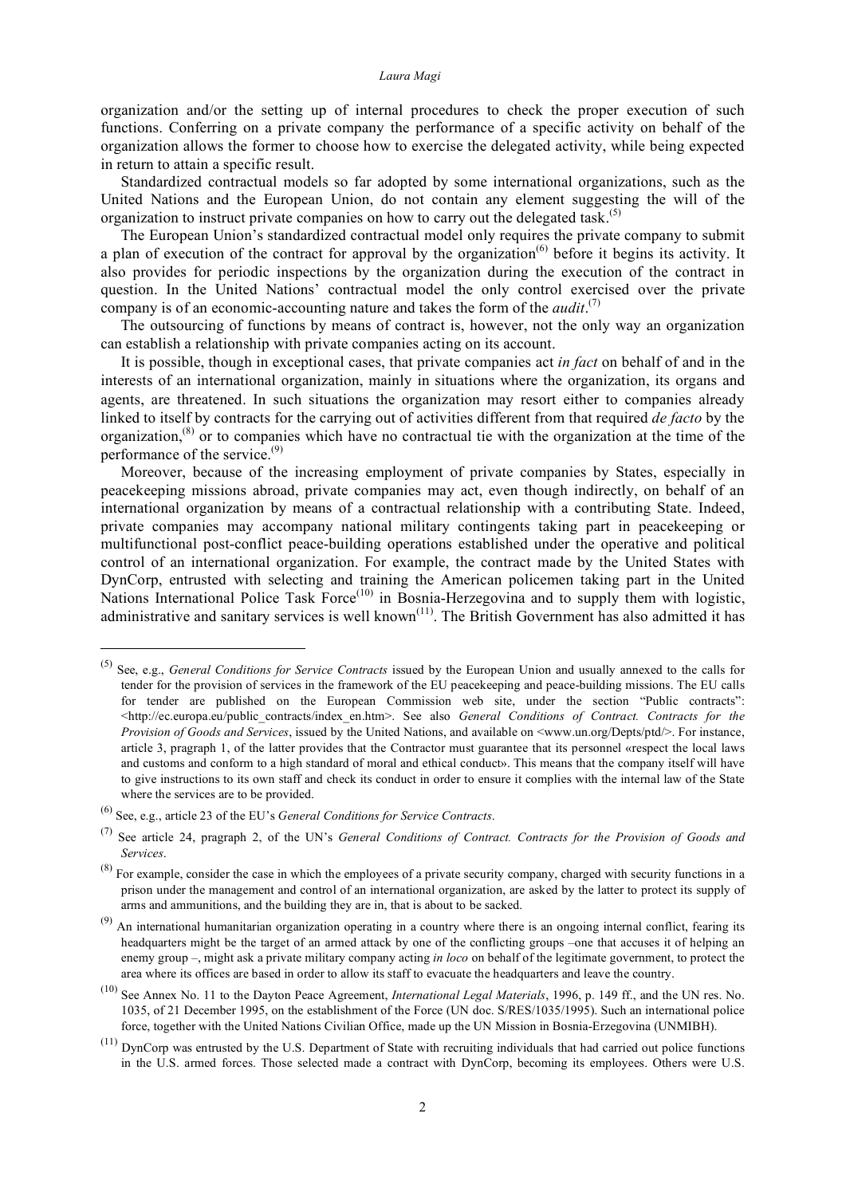organization and/or the setting up of internal procedures to check the proper execution of such functions. Conferring on a private company the performance of a specific activity on behalf of the organization allows the former to choose how to exercise the delegated activity, while being expected in return to attain a specific result.

Standardized contractual models so far adopted by some international organizations, such as the United Nations and the European Union, do not contain any element suggesting the will of the organization to instruct private companies on how to carry out the delegated task.[(5)]

The European Union's standardized contractual model only requires the private company to submit a plan of execution of the contract for approval by the organization[(6)] before it begins its activity. It also provides for periodic inspections by the organization during the execution of the contract in question. In the United Nations' contractual model the only control exercised over the private company is of an economic-accounting nature and takes the form of the *audit*.[(7)]

The outsourcing of functions by means of contract is, however, not the only way an organization can establish a relationship with private companies acting on its account.

It is possible, though in exceptional cases, that private companies act *in fact* on behalf of and in the interests of an international organization, mainly in situations where the organization, its organs and agents, are threatened. In such situations the organization may resort either to companies already linked to itself by contracts for the carrying out of activities different from that required *de facto* by the organization,[(8)] or to companies which have no contractual tie with the organization at the time of the performance of the service.[(9)]

Moreover, because of the increasing employment of private companies by States, especially in peacekeeping missions abroad, private companies may act, even though indirectly, on behalf of an international organization by means of a contractual relationship with a contributing State. Indeed, private companies may accompany national military contingents taking part in peacekeeping or multifunctional post-conflict peace-building operations established under the operative and political control of an international organization. For example, the contract made by the United States with DynCorp, entrusted with selecting and training the American policemen taking part in the United Nations International Police Task Force[(10)] in Bosnia-Herzegovina and to supply them with logistic, administrative and sanitary services is well known[(11)]. The British Government has also admitted it has

---

(5) See, e.g., *General Conditions for Service Contracts* issued by the European Union and usually annexed to the calls for tender for the provision of services in the framework of the EU peacekeeping and peace-building missions. The EU calls for tender are published on the European Commission web site, under the section "Public contracts": <http://ec.europa.eu/public_contracts/index_en.htm>. See also *General Conditions of Contract. Contracts for the Provision of Goods and Services*, issued by the United Nations, and available on <www.un.org/Depts/ptd/>. For instance, article 3, pragraph 1, of the latter provides that the Contractor must guarantee that its personnel «respect the local laws and customs and conform to a high standard of moral and ethical conduct». This means that the company itself will have to give instructions to its own staff and check its conduct in order to ensure it complies with the internal law of the State where the services are to be provided.

(6) See, e.g., article 23 of the EU's *General Conditions for Service Contracts*.

(7) See article 24, pragraph 2, of the UN's *General Conditions of Contract. Contracts for the Provision of Goods and Services*.

(8) For example, consider the case in which the employees of a private security company, charged with security functions in a prison under the management and control of an international organization, are asked by the latter to protect its supply of arms and ammunitions, and the building they are in, that is about to be sacked.

(9) An international humanitarian organization operating in a country where there is an ongoing internal conflict, fearing its headquarters might be the target of an armed attack by one of the conflicting groups –one that accuses it of helping an enemy group –, might ask a private military company acting *in loco* on behalf of the legitimate government, to protect the area where its offices are based in order to allow its staff to evacuate the headquarters and leave the country.

(10) See Annex No. 11 to the Dayton Peace Agreement, *International Legal Materials*, 1996, p. 149 ff., and the UN res. No. 1035, of 21 December 1995, on the establishment of the Force (UN doc. S/RES/1035/1995). Such an international police force, together with the United Nations Civilian Office, made up the UN Mission in Bosnia-Erzegovina (UNMIBH).

(11) DynCorp was entrusted by the U.S. Department of State with recruiting individuals that had carried out police functions in the U.S. armed forces. Those selected made a contract with DynCorp, becoming its employees. Others were U.S.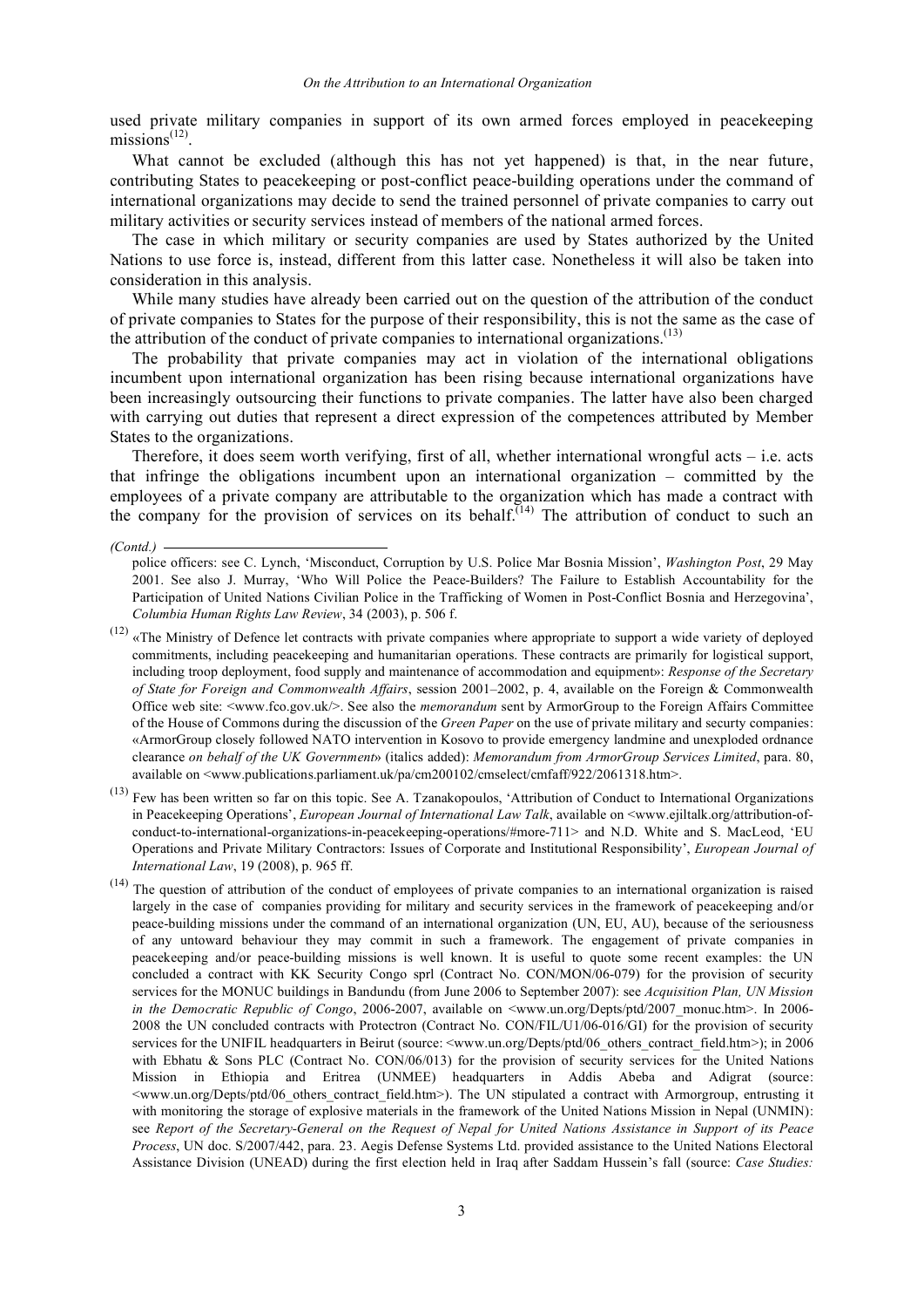used private military companies in support of its own armed forces employed in peacekeeping missions[12].

What cannot be excluded (although this has not yet happened) is that, in the near future, contributing States to peacekeeping or post-conflict peace-building operations under the command of international organizations may decide to send the trained personnel of private companies to carry out military activities or security services instead of members of the national armed forces.

The case in which military or security companies are used by States authorized by the United Nations to use force is, instead, different from this latter case. Nonetheless it will also be taken into consideration in this analysis.

While many studies have already been carried out on the question of the attribution of the conduct of private companies to States for the purpose of their responsibility, this is not the same as the case of the attribution of the conduct of private companies to international organizations.[13]

The probability that private companies may act in violation of the international obligations incumbent upon international organization has been rising because international organizations have been increasingly outsourcing their functions to private companies. The latter have also been charged with carrying out duties that represent a direct expression of the competences attributed by Member States to the organizations.

Therefore, it does seem worth verifying, first of all, whether international wrongful acts – i.e. acts that infringe the obligations incumbent upon an international organization – committed by the employees of a private company are attributable to the organization which has made a contract with the company for the provision of services on its behalf.[14] The attribution of conduct to such an

*(Contd.)*

police officers: see C. Lynch, 'Misconduct, Corruption by U.S. Police Mar Bosnia Mission', *Washington Post*, 29 May 2001. See also J. Murray, 'Who Will Police the Peace-Builders? The Failure to Establish Accountability for the Participation of United Nations Civilian Police in the Trafficking of Women in Post-Conflict Bosnia and Herzegovina', *Columbia Human Rights Law Review*, 34 (2003), p. 506 f.

(12) «The Ministry of Defence let contracts with private companies where appropriate to support a wide variety of deployed commitments, including peacekeeping and humanitarian operations. These contracts are primarily for logistical support, including troop deployment, food supply and maintenance of accommodation and equipment»: *Response of the Secretary of State for Foreign and Commonwealth Affairs*, session 2001–2002, p. 4, available on the Foreign & Commonwealth Office web site: <www.fco.gov.uk/>. See also the *memorandum* sent by ArmorGroup to the Foreign Affairs Committee of the House of Commons during the discussion of the *Green Paper* on the use of private military and security companies: «ArmorGroup closely followed NATO intervention in Kosovo to provide emergency landmine and unexploded ordnance clearance *on behalf of the UK Government*» (italics added): *Memorandum from ArmorGroup Services Limited*, para. 80, available on <www.publications.parliament.uk/pa/cm200102/cmselect/cmfaff/922/2061318.htm>.

(13) Few has been written so far on this topic. See A. Tzanakopoulos, 'Attribution of Conduct to International Organizations in Peacekeeping Operations', *European Journal of International Law Talk*, available on <www.ejiltalk.org/attribution-of-conduct-to-international-organizations-in-peacekeeping-operations/#more-711> and N.D. White and S. MacLeod, 'EU Operations and Private Military Contractors: Issues of Corporate and Institutional Responsibility', *European Journal of International Law*, 19 (2008), p. 965 ff.

(14) The question of attribution of the conduct of employees of private companies to an international organization is raised largely in the case of companies providing for military and security services in the framework of peacekeeping and/or peace-building missions under the command of an international organization (UN, EU, AU), because of the seriousness of any untoward behaviour they may commit in such a framework. The engagement of private companies in peacekeeping and/or peace-building missions is well known. It is useful to quote some recent examples: the UN concluded a contract with KK Security Congo sprl (Contract No. CON/MON/06-079) for the provision of security services for the MONUC buildings in Bandundu (from June 2006 to September 2007): see *Acquisition Plan, UN Mission in the Democratic Republic of Congo*, 2006-2007, available on <www.un.org/Depts/ptd/2007_monuc.htm>. In 2006-2008 the UN concluded contracts with Protectron (Contract No. CON/FIL/U1/06-016/GI) for the provision of security services for the UNIFIL headquarters in Beirut (source: <www.un.org/Depts/ptd/06_others_contract_field.htm>); in 2006 with Ebhatu & Sons PLC (Contract No. CON/06/013) for the provision of security services for the United Nations Mission in Ethiopia and Eritrea (UNMEE) headquarters in Addis Abeba and Adigrat (source: <www.un.org/Depts/ptd/06_others_contract_field.htm>). The UN stipulated a contract with Armorgroup, entrusting it with monitoring the storage of explosive materials in the framework of the United Nations Mission in Nepal (UNMIN): see *Report of the Secretary-General on the Request of Nepal for United Nations Assistance in Support of its Peace Process*, UN doc. S/2007/442, para. 23. Aegis Defense Systems Ltd. provided assistance to the United Nations Electoral Assistance Division (UNEAD) during the first election held in Iraq after Saddam Hussein's fall (source: *Case Studies:*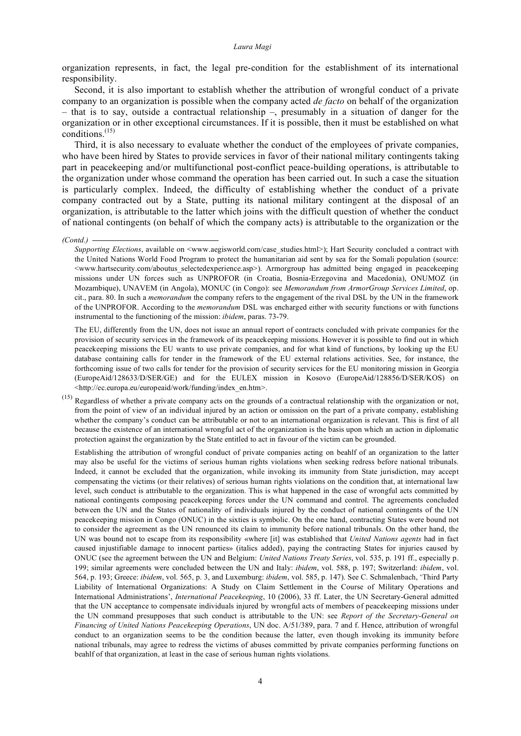organization represents, in fact, the legal pre-condition for the establishment of its international responsibility.

Second, it is also important to establish whether the attribution of wrongful conduct of a private company to an organization is possible when the company acted *de facto* on behalf of the organization – that is to say, outside a contractual relationship –, presumably in a situation of danger for the organization or in other exceptional circumstances. If it is possible, then it must be established on what conditions.[15]

Third, it is also necessary to evaluate whether the conduct of the employees of private companies, who have been hired by States to provide services in favor of their national military contingents taking part in peacekeeping and/or multifunctional post-conflict peace-building operations, is attributable to the organization under whose command the operation has been carried out. In such a case the situation is particularly complex. Indeed, the difficulty of establishing whether the conduct of a private company contracted out by a State, putting its national military contingent at the disposal of an organization, is attributable to the latter which joins with the difficult question of whether the conduct of national contingents (on behalf of which the company acts) is attributable to the organization or the

---

*(Contd.)*

*Supporting Elections*, available on <www.aegisworld.com/case_studies.html>); Hart Security concluded a contract with the United Nations World Food Program to protect the humanitarian aid sent by sea for the Somali population (source: <www.hartsecurity.com/aboutus_selectedexperience.asp>). Armorgroup has admitted being engaged in peacekeeping missions under UN forces such as UNPROFOR (in Croatia, Bosnia-Erzegovina and Macedonia), ONUMOZ (in Mozambique), UNAVEM (in Angola), MONUC (in Congo): see *Memorandum from ArmorGroup Services Limited*, op. cit., para. 80. In such a *memorandum* the company refers to the engagement of the rival DSL by the UN in the framework of the UNPROFOR. According to the *memorandum* DSL was encharged either with security functions or with functions instrumental to the functioning of the mission: *ibidem*, paras. 73-79.

The EU, differently from the UN, does not issue an annual report of contracts concluded with private companies for the provision of security services in the framework of its peacekeeping missions. However it is possible to find out in which peacekeeping missions the EU wants to use private companies, and for what kind of functions, by looking up the EU database containing calls for tender in the framework of the EU external relations activities. See, for instance, the forthcoming issue of two calls for tender for the provision of security services for the EU monitoring mission in Georgia (EuropeAid/128633/D/SER/GE) and for the EULEX mission in Kosovo (EuropeAid/128856/D/SER/KOS) on <http://ec.europa.eu/europeaid/work/funding/index_en.htm>.

[15] Regardless of whether a private company acts on the grounds of a contractual relationship with the organization or not, from the point of view of an individual injured by an action or omission on the part of a private company, establishing whether the company's conduct can be attributable or not to an international organization is relevant. This is first of all because the existence of an international wrongful act of the organization is the basis upon which an action in diplomatic protection against the organization by the State entitled to act in favour of the victim can be grounded.

Establishing the attribution of wrongful conduct of private companies acting on beahlf of an organization to the latter may also be useful for the victims of serious human rights violations when seeking redress before national tribunals. Indeed, it cannot be excluded that the organization, while invoking its immunity from State jurisdiction, may accept compensating the victims (or their relatives) of serious human rights violations on the condition that, at international law level, such conduct is attributable to the organization. This is what happened in the case of wrongful acts committed by national contingents composing peacekeeping forces under the UN command and control. The agreements concluded between the UN and the States of nationality of individuals injured by the conduct of national contingents of the UN peacekeeping mission in Congo (ONUC) in the sixties is symbolic. On the one hand, contracting States were bound not to consider the agreement as the UN renounced its claim to immunity before national tribunals. On the other hand, the UN was bound not to escape from its responsibility «where [it] was established that *United Nations agents* had in fact caused injustifiable damage to innocent parties» (italics added), paying the contracting States for injuries caused by ONUC (see the agreement between the UN and Belgium: *United Nations Treaty Series*, vol. 535, p. 191 ff., especially p. 199; similar agreements were concluded between the UN and Italy: *ibidem*, vol. 588, p. 197; Switzerland: *ibidem*, vol. 564, p. 193; Greece: *ibidem*, vol. 565, p. 3, and Luxemburg: *ibidem*, vol. 585, p. 147). See C. Schmalenbach, 'Third Party Liability of International Organizations: A Study on Claim Settlement in the Course of Military Operations and International Administrations', *International Peacekeeping*, 10 (2006), 33 ff. Later, the UN Secretary-General admitted that the UN acceptance to compensate individuals injured by wrongful acts of members of peacekeeping missions under the UN command presupposes that such conduct is attributable to the UN: see *Report of the Secretary-General on Financing of United Nations Peacekeeping Operations*, UN doc. A/51/389, para. 7 and f. Hence, attribution of wrongful conduct to an organization seems to be the condition because the latter, even though invoking its immunity before national tribunals, may agree to redress the victims of abuses committed by private companies performing functions on beahlf of that organization, at least in the case of serious human rights violations.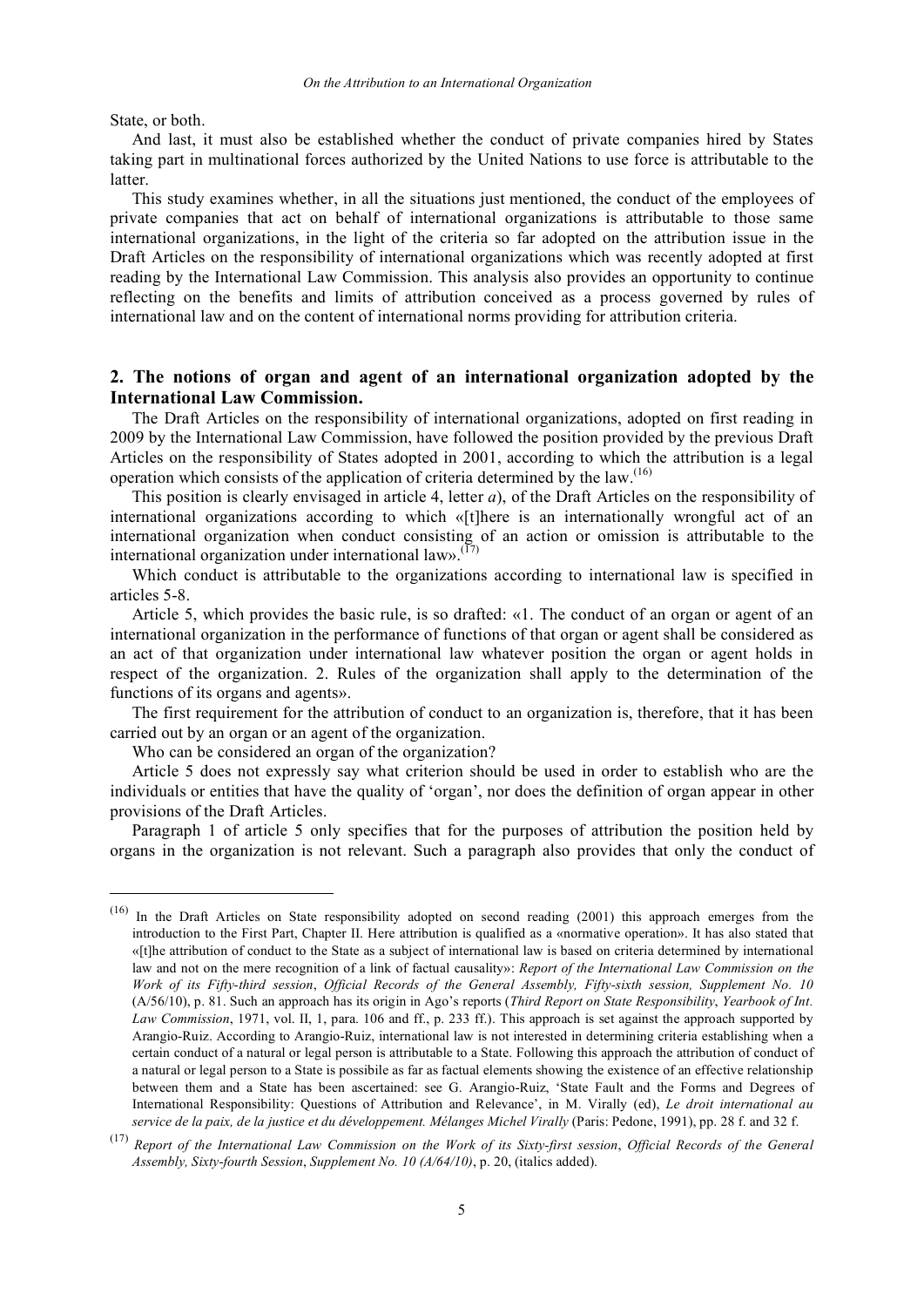State, or both.

And last, it must also be established whether the conduct of private companies hired by States taking part in multinational forces authorized by the United Nations to use force is attributable to the latter.

This study examines whether, in all the situations just mentioned, the conduct of the employees of private companies that act on behalf of international organizations is attributable to those same international organizations, in the light of the criteria so far adopted on the attribution issue in the Draft Articles on the responsibility of international organizations which was recently adopted at first reading by the International Law Commission. This analysis also provides an opportunity to continue reflecting on the benefits and limits of attribution conceived as a process governed by rules of international law and on the content of international norms providing for attribution criteria.

## 2. The notions of organ and agent of an international organization adopted by the International Law Commission.

The Draft Articles on the responsibility of international organizations, adopted on first reading in 2009 by the International Law Commission, have followed the position provided by the previous Draft Articles on the responsibility of States adopted in 2001, according to which the attribution is a legal operation which consists of the application of criteria determined by the law.[16]

This position is clearly envisaged in article 4, letter *a*), of the Draft Articles on the responsibility of international organizations according to which «[t]here is an internationally wrongful act of an international organization when conduct consisting of an action or omission is attributable to the international organization under international law».[17]

Which conduct is attributable to the organizations according to international law is specified in articles 5-8.

Article 5, which provides the basic rule, is so drafted: «1. The conduct of an organ or agent of an international organization in the performance of functions of that organ or agent shall be considered as an act of that organization under international law whatever position the organ or agent holds in respect of the organization. 2. Rules of the organization shall apply to the determination of the functions of its organs and agents».

The first requirement for the attribution of conduct to an organization is, therefore, that it has been carried out by an organ or an agent of the organization.

Who can be considered an organ of the organization?

Article 5 does not expressly say what criterion should be used in order to establish who are the individuals or entities that have the quality of 'organ', nor does the definition of organ appear in other provisions of the Draft Articles.

Paragraph 1 of article 5 only specifies that for the purposes of attribution the position held by organs in the organization is not relevant. Such a paragraph also provides that only the conduct of

---

[16] In the Draft Articles on State responsibility adopted on second reading (2001) this approach emerges from the introduction to the First Part, Chapter II. Here attribution is qualified as a «normative operation». It has also stated that «[t]he attribution of conduct to the State as a subject of international law is based on criteria determined by international law and not on the mere recognition of a link of factual causality»: *Report of the International Law Commission on the Work of its Fifty-third session*, *Official Records of the General Assembly, Fifty-sixth session, Supplement No. 10* (A/56/10), p. 81. Such an approach has its origin in Ago's reports (*Third Report on State Responsibility*, *Yearbook of Int. Law Commission*, 1971, vol. II, 1, para. 106 and ff., p. 233 ff.). This approach is set against the approach supported by Arangio-Ruiz. According to Arangio-Ruiz, international law is not interested in determining criteria establishing when a certain conduct of a natural or legal person is attributable to a State. Following this approach the attribution of conduct of a natural or legal person to a State is possibile as far as factual elements showing the existence of an effective relationship between them and a State has been ascertained: see G. Arangio-Ruiz, 'State Fault and the Forms and Degrees of International Responsibility: Questions of Attribution and Relevance', in M. Virally (ed), *Le droit international au service de la paix, de la justice et du développement. Mélanges Michel Virally* (Paris: Pedone, 1991), pp. 28 f. and 32 f.

[17] *Report of the International Law Commission on the Work of its Sixty-first session*, *Official Records of the General Assembly, Sixty-fourth Session*, *Supplement No. 10 (A/64/10)*, p. 20, (italics added).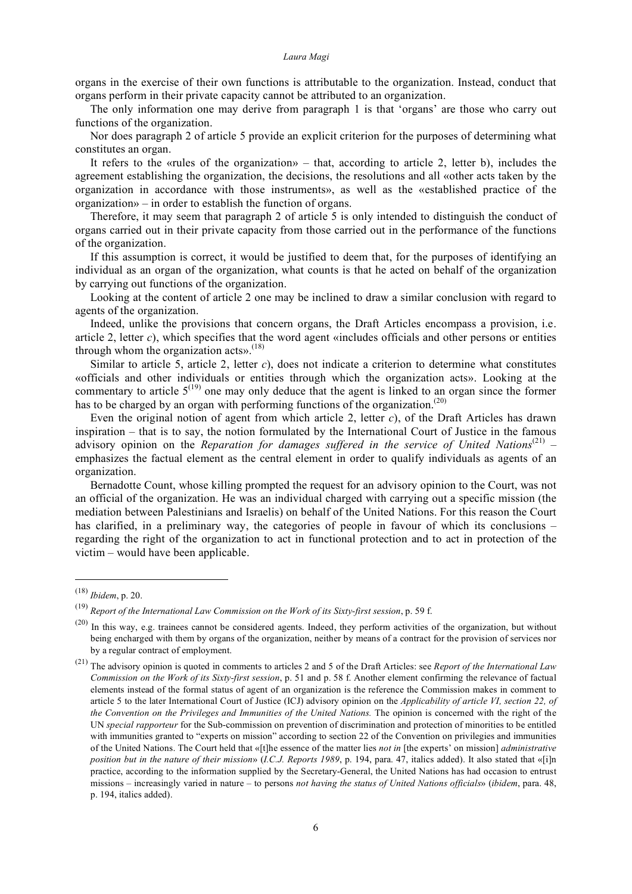organs in the exercise of their own functions is attributable to the organization. Instead, conduct that organs perform in their private capacity cannot be attributed to an organization.

The only information one may derive from paragraph 1 is that 'organs' are those who carry out functions of the organization.

Nor does paragraph 2 of article 5 provide an explicit criterion for the purposes of determining what constitutes an organ.

It refers to the «rules of the organization» – that, according to article 2, letter b), includes the agreement establishing the organization, the decisions, the resolutions and all «other acts taken by the organization in accordance with those instruments», as well as the «established practice of the organization» – in order to establish the function of organs.

Therefore, it may seem that paragraph 2 of article 5 is only intended to distinguish the conduct of organs carried out in their private capacity from those carried out in the performance of the functions of the organization.

If this assumption is correct, it would be justified to deem that, for the purposes of identifying an individual as an organ of the organization, what counts is that he acted on behalf of the organization by carrying out functions of the organization.

Looking at the content of article 2 one may be inclined to draw a similar conclusion with regard to agents of the organization.

Indeed, unlike the provisions that concern organs, the Draft Articles encompass a provision, i.e. article 2, letter *c*), which specifies that the word agent «includes officials and other persons or entities through whom the organization acts».[18]

Similar to article 5, article 2, letter *c*), does not indicate a criterion to determine what constitutes «officials and other individuals or entities through which the organization acts». Looking at the commentary to article 5[19] one may only deduce that the agent is linked to an organ since the former has to be charged by an organ with performing functions of the organization.[20]

Even the original notion of agent from which article 2, letter *c*), of the Draft Articles has drawn inspiration – that is to say, the notion formulated by the International Court of Justice in the famous advisory opinion on the *Reparation for damages suffered in the service of United Nations*[21] – emphasizes the factual element as the central element in order to qualify individuals as agents of an organization.

Bernadotte Count, whose killing prompted the request for an advisory opinion to the Court, was not an official of the organization. He was an individual charged with carrying out a specific mission (the mediation between Palestinians and Israelis) on behalf of the United Nations. For this reason the Court has clarified, in a preliminary way, the categories of people in favour of which its conclusions – regarding the right of the organization to act in functional protection and to act in protection of the victim – would have been applicable.

---

[18] *Ibidem*, p. 20.

[19] *Report of the International Law Commission on the Work of its Sixty-first session*, p. 59 f.

[20] In this way, e.g. trainees cannot be considered agents. Indeed, they perform activities of the organization, but without being encharged with them by organs of the organization, neither by means of a contract for the provision of services nor by a regular contract of employment.

[21] The advisory opinion is quoted in comments to articles 2 and 5 of the Draft Articles: see *Report of the International Law Commission on the Work of its Sixty-first session*, p. 51 and p. 58 f. Another element confirming the relevance of factual elements instead of the formal status of agent of an organization is the reference the Commission makes in comment to article 5 to the later International Court of Justice (ICJ) advisory opinion on the *Applicability of article VI, section 22, of the Convention on the Privileges and Immunities of the United Nations.* The opinion is concerned with the right of the UN *special rapporteur* for the Sub-commission on prevention of discrimination and protection of minorities to be entitled with immunities granted to "experts on mission" according to section 22 of the Convention on privileges and immunities of the United Nations. The Court held that «[t]he essence of the matter lies *not in* [the experts' on mission] *administrative position but in the nature of their mission*» (*I.C.J. Reports 1989*, p. 194, para. 47, italics added). It also stated that «[i]n practice, according to the information supplied by the Secretary-General, the United Nations has had occasion to entrust missions – increasingly varied in nature – to persons *not having the status of United Nations officials*» (*ibidem*, para. 48, p. 194, italics added).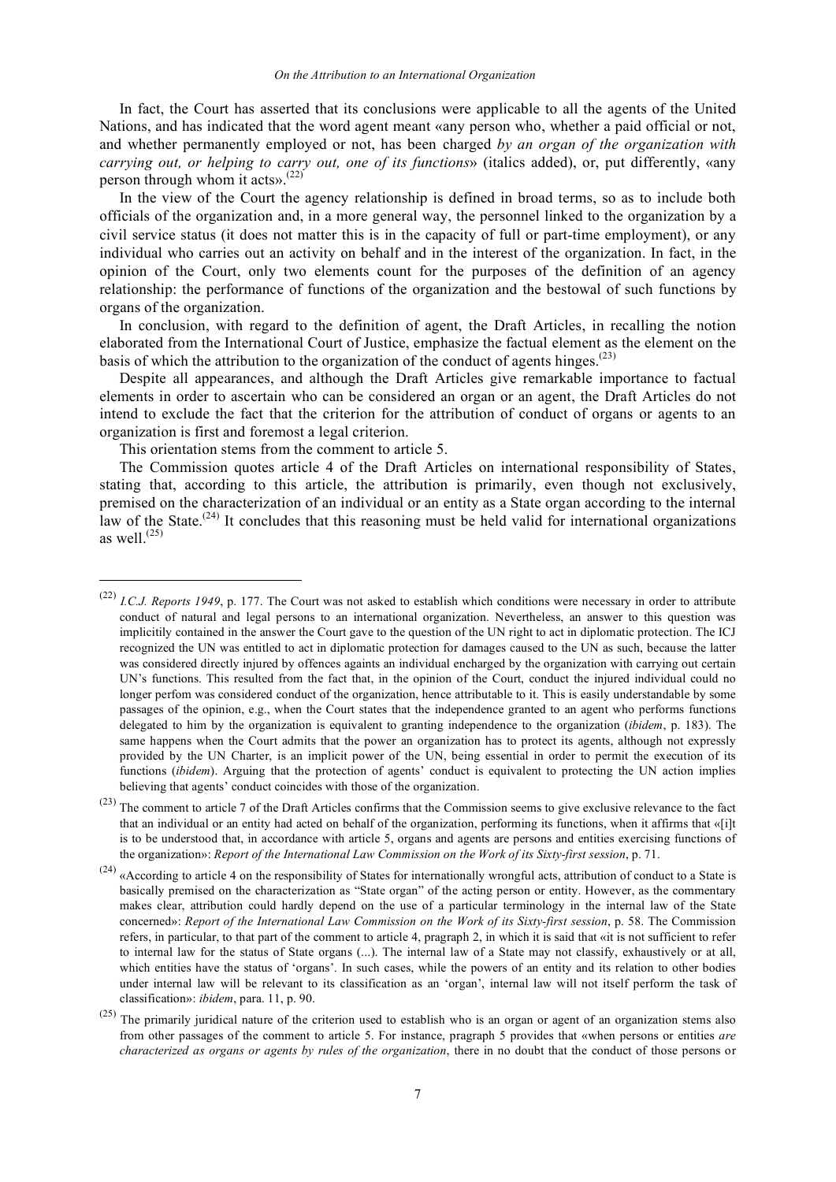In fact, the Court has asserted that its conclusions were applicable to all the agents of the United Nations, and has indicated that the word agent meant «any person who, whether a paid official or not, and whether permanently employed or not, has been charged *by an organ of the organization with carrying out, or helping to carry out, one of its functions*» (italics added), or, put differently, «any person through whom it acts».[22]

In the view of the Court the agency relationship is defined in broad terms, so as to include both officials of the organization and, in a more general way, the personnel linked to the organization by a civil service status (it does not matter this is in the capacity of full or part-time employment), or any individual who carries out an activity on behalf and in the interest of the organization. In fact, in the opinion of the Court, only two elements count for the purposes of the definition of an agency relationship: the performance of functions of the organization and the bestowal of such functions by organs of the organization.

In conclusion, with regard to the definition of agent, the Draft Articles, in recalling the notion elaborated from the International Court of Justice, emphasize the factual element as the element on the basis of which the attribution to the organization of the conduct of agents hinges.[23]

Despite all appearances, and although the Draft Articles give remarkable importance to factual elements in order to ascertain who can be considered an organ or an agent, the Draft Articles do not intend to exclude the fact that the criterion for the attribution of conduct of organs or agents to an organization is first and foremost a legal criterion.

This orientation stems from the comment to article 5.

The Commission quotes article 4 of the Draft Articles on international responsibility of States, stating that, according to this article, the attribution is primarily, even though not exclusively, premised on the characterization of an individual or an entity as a State organ according to the internal law of the State.[24] It concludes that this reasoning must be held valid for international organizations as well.[25]

---

[22] *I.C.J. Reports 1949*, p. 177. The Court was not asked to establish which conditions were necessary in order to attribute conduct of natural and legal persons to an international organization. Nevertheless, an answer to this question was implicitly contained in the answer the Court gave to the question of the UN right to act in diplomatic protection. The ICJ recognized the UN was entitled to act in diplomatic protection for damages caused to the UN as such, because the latter was considered directly injured by offences againts an individual encharged by the organization with carrying out certain UN's functions. This resulted from the fact that, in the opinion of the Court, conduct the injured individual could no longer perfom was considered conduct of the organization, hence attributable to it. This is easily understandable by some passages of the opinion, e.g., when the Court states that the independence granted to an agent who performs functions delegated to him by the organization is equivalent to granting independence to the organization (*ibidem*, p. 183). The same happens when the Court admits that the power an organization has to protect its agents, although not expressly provided by the UN Charter, is an implicit power of the UN, being essential in order to permit the execution of its functions (*ibidem*). Arguing that the protection of agents' conduct is equivalent to protecting the UN action implies believing that agents' conduct coincides with those of the organization.

[23] The comment to article 7 of the Draft Articles confirms that the Commission seems to give exclusive relevance to the fact that an individual or an entity had acted on behalf of the organization, performing its functions, when it affirms that «[i]t is to be understood that, in accordance with article 5, organs and agents are persons and entities exercising functions of the organization»: *Report of the International Law Commission on the Work of its Sixty-first session*, p. 71.

[24] «According to article 4 on the responsibility of States for internationally wrongful acts, attribution of conduct to a State is basically premised on the characterization as "State organ" of the acting person or entity. However, as the commentary makes clear, attribution could hardly depend on the use of a particular terminology in the internal law of the State concerned»: *Report of the International Law Commission on the Work of its Sixty-first session*, p. 58. The Commission refers, in particular, to that part of the comment to article 4, pragraph 2, in which it is said that «it is not sufficient to refer to internal law for the status of State organs (...). The internal law of a State may not classify, exhaustively or at all, which entities have the status of 'organs'. In such cases, while the powers of an entity and its relation to other bodies under internal law will be relevant to its classification as an 'organ', internal law will not itself perform the task of classification»: *ibidem*, para. 11, p. 90.

[25] The primarily juridical nature of the criterion used to establish who is an organ or agent of an organization stems also from other passages of the comment to article 5. For instance, pragraph 5 provides that «when persons or entities *are characterized as organs or agents by rules of the organization*, there in no doubt that the conduct of those persons or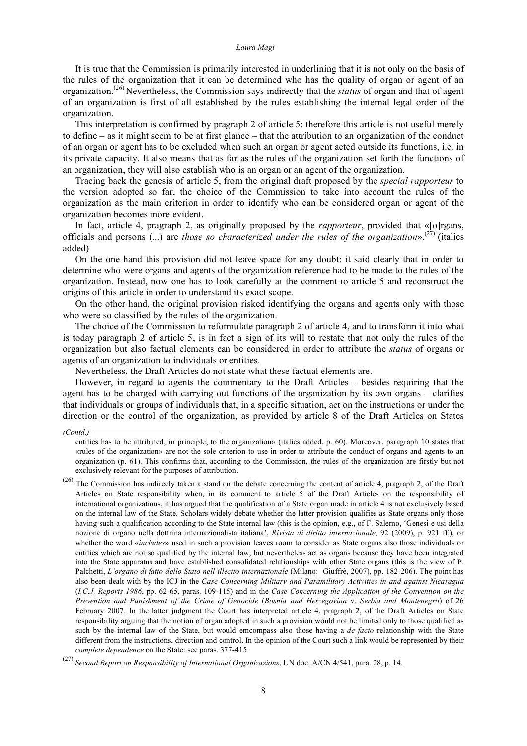It is true that the Commission is primarily interested in underlining that it is not only on the basis of the rules of the organization that it can be determined who has the quality of organ or agent of an organization.[26] Nevertheless, the Commission says indirectly that the *status* of organ and that of agent of an organization is first of all established by the rules establishing the internal legal order of the organization.

This interpretation is confirmed by pragraph 2 of article 5: therefore this article is not useful merely to define – as it might seem to be at first glance – that the attribution to an organization of the conduct of an organ or agent has to be excluded when such an organ or agent acted outside its functions, i.e. in its private capacity. It also means that as far as the rules of the organization set forth the functions of an organization, they will also establish who is an organ or an agent of the organization.

Tracing back the genesis of article 5, from the original draft proposed by the *special rapporteur* to the version adopted so far, the choice of the Commission to take into account the rules of the organization as the main criterion in order to identify who can be considered organ or agent of the organization becomes more evident.

In fact, article 4, pragraph 2, as originally proposed by the *rapporteur*, provided that «[o]rgans, officials and persons (...) are *those so characterized under the rules of the organization*».[27] (italics added)

On the one hand this provision did not leave space for any doubt: it said clearly that in order to determine who were organs and agents of the organization reference had to be made to the rules of the organization. Instead, now one has to look carefully at the comment to article 5 and reconstruct the origins of this article in order to understand its exact scope.

On the other hand, the original provision risked identifying the organs and agents only with those who were so classified by the rules of the organization.

The choice of the Commission to reformulate paragraph 2 of article 4, and to transform it into what is today paragraph 2 of article 5, is in fact a sign of its will to restate that not only the rules of the organization but also factual elements can be considered in order to attribute the *status* of organs or agents of an organization to individuals or entities.

Nevertheless, the Draft Articles do not state what these factual elements are.

However, in regard to agents the commentary to the Draft Articles – besides requiring that the agent has to be charged with carrying out functions of the organization by its own organs – clarifies that individuals or groups of individuals that, in a specific situation, act on the instructions or under the direction or the control of the organization, as provided by article 8 of the Draft Articles on States

---

*(Contd.)* entities has to be attributed, in principle, to the organization» (italics added, p. 60). Moreover, paragraph 10 states that «rules of the organization» are not the sole criterion to use in order to attribute the conduct of organs and agents to an organization (p. 61). This confirms that, according to the Commission, the rules of the organization are firstly but not exclusively relevant for the purposes of attribution.

[26] The Commission has indirecly taken a stand on the debate concerning the content of article 4, pragraph 2, of the Draft Articles on State responsibility when, in its comment to article 5 of the Draft Articles on the responsibility of international organizations, it has argued that the qualification of a State organ made in article 4 is not exclusively based on the internal law of the State. Scholars widely debate whether the latter provision qualifies as State organs only those having such a qualification according to the State internal law (this is the opinion, e.g., of F. Salerno, 'Genesi e usi della nozione di organo nella dottrina internazionalista italiana', *Rivista di diritto internazionale*, 92 (2009), p. 921 ff.), or whether the word «*includes*» used in such a provision leaves room to consider as State organs also those individuals or entities which are not so qualified by the internal law, but nevertheless act as organs because they have been integrated into the State apparatus and have established consolidated relationships with other State organs (this is the view of P. Palchetti, *L'organo di fatto dello Stato nell'illecito internazionale* (Milano: Giuffrè, 2007), pp. 182-206). The point has also been dealt with by the ICJ in the *Case Concerning Military and Paramilitary Activities in and against Nicaragua* (*I.C.J. Reports 1986*, pp. 62-65, paras. 109-115) and in the *Case Concerning the Application of the Convention on the Prevention and Punishment of the Crime of Genocide* (*Bosnia and Herzegovina* v. *Serbia and Montenegro*) of 26 February 2007. In the latter judgment the Court has interpreted article 4, pragraph 2, of the Draft Articles on State responsibility arguing that the notion of organ adopted in such a provision would not be limited only to those qualified as such by the internal law of the State, but would emcompass also those having a *de facto* relationship with the State different from the instructions, direction and control. In the opinion of the Court such a link would be represented by their *complete dependence* on the State: see paras. 377-415.

[27] *Second Report on Responsibility of International Organizazions*, UN doc. A/CN.4/541, para. 28, p. 14.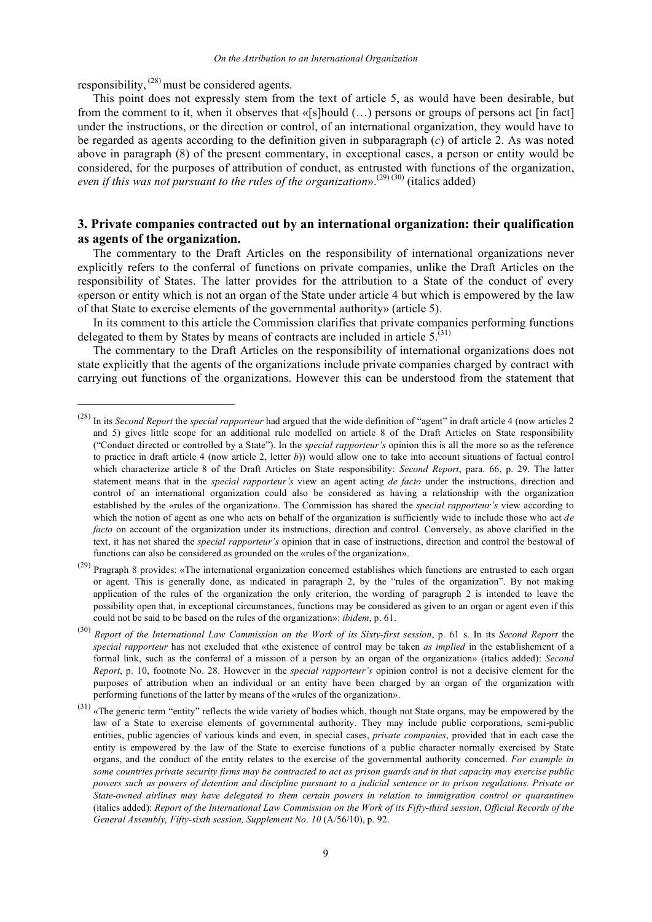responsibility, [28] must be considered agents.

This point does not expressly stem from the text of article 5, as would have been desirable, but from the comment to it, when it observes that «[s]hould (…) persons or groups of persons act [in fact] under the instructions, or the direction or control, of an international organization, they would have to be regarded as agents according to the definition given in subparagraph (*c*) of article 2. As was noted above in paragraph (8) of the present commentary, in exceptional cases, a person or entity would be considered, for the purposes of attribution of conduct, as entrusted with functions of the organization, *even if this was not pursuant to the rules of the organization*».[29] [30] (italics added)

## 3. Private companies contracted out by an international organization: their qualification as agents of the organization.

The commentary to the Draft Articles on the responsibility of international organizations never explicitly refers to the conferral of functions on private companies, unlike the Draft Articles on the responsibility of States. The latter provides for the attribution to a State of the conduct of every «person or entity which is not an organ of the State under article 4 but which is empowered by the law of that State to exercise elements of the governmental authority» (article 5).

In its comment to this article the Commission clarifies that private companies performing functions delegated to them by States by means of contracts are included in article 5.[31]

The commentary to the Draft Articles on the responsibility of international organizations does not state explicitly that the agents of the organizations include private companies charged by contract with carrying out functions of the organizations. However this can be understood from the statement that

---

[28] In its *Second Report* the *special rapporteur* had argued that the wide definition of "agent" in draft article 4 (now articles 2 and 5) gives little scope for an additional rule modelled on article 8 of the Draft Articles on State responsibility ("Conduct directed or controlled by a State"). In the *special rapporteur's* opinion this is all the more so as the reference to practice in draft article 4 (now article 2, letter *b*)) would allow one to take into account situations of factual control which characterize article 8 of the Draft Articles on State responsibility: *Second Report*, para. 66, p. 29. The latter statement means that in the *special rapporteur's* view an agent acting *de facto* under the instructions, direction and control of an international organization could also be considered as having a relationship with the organization established by the «rules of the organization». The Commission has shared the *special rapporteur's* view according to which the notion of agent as one who acts on behalf of the organization is sufficiently wide to include those who act *de facto* on account of the organization under its instructions, direction and control. Conversely, as above clarified in the text, it has not shared the *special rapporteur's* opinion that in case of instructions, direction and control the bestowal of functions can also be considered as grounded on the «rules of the organization».

[29] Pragraph 8 provides: «The international organization concerned establishes which functions are entrusted to each organ or agent. This is generally done, as indicated in paragraph 2, by the "rules of the organization". By not making application of the rules of the organization the only criterion, the wording of paragraph 2 is intended to leave the possibility open that, in exceptional circumstances, functions may be considered as given to an organ or agent even if this could not be said to be based on the rules of the organization»: *ibidem*, p. 61.

[30] *Report of the International Law Commission on the Work of its Sixty-first session*, p. 61 s. In its *Second Report* the *special rapporteur* has not excluded that «the existence of control may be taken *as implied* in the establishement of a formal link, such as the conferral of a mission of a person by an organ of the organization» (italics added): *Second Report*, p. 10, footnote No. 28. However in the *special rapporteur's* opinion control is not a decisive element for the purposes of attribution when an individual or an entity have been charged by an organ of the organization with performing functions of the latter by means of the «rules of the organization».

[31] «The generic term "entity" reflects the wide variety of bodies which, though not State organs, may be empowered by the law of a State to exercise elements of governmental authority. They may include public corporations, semi-public entities, public agencies of various kinds and even, in special cases, *private companies*, provided that in each case the entity is empowered by the law of the State to exercise functions of a public character normally exercised by State organs, and the conduct of the entity relates to the exercise of the governmental authority concerned. *For example in some countries private security firms may be contracted to act as prison guards and in that capacity may exercise public powers such as powers of detention and discipline pursuant to a judicial sentence or to prison regulations. Private or State-owned airlines may have delegated to them certain powers in relation to immigration control or quarantine*» (italics added): *Report of the International Law Commission on the Work of its Fifty-third session*, *Official Records of the General Assembly, Fifty-sixth session, Supplement No. 10* (A/56/10), p. 92.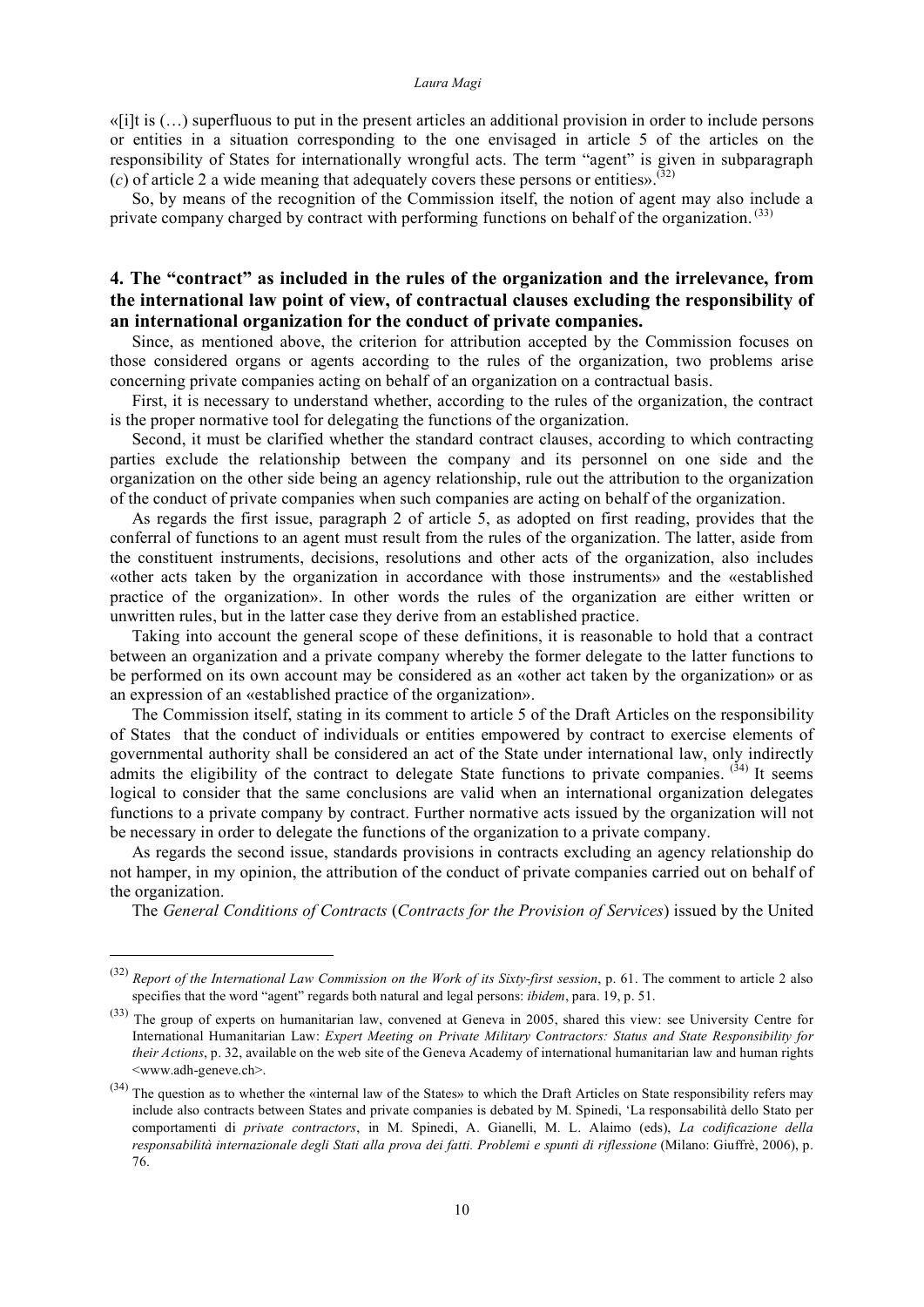«[i]t is (…) superfluous to put in the present articles an additional provision in order to include persons or entities in a situation corresponding to the one envisaged in article 5 of the articles on the responsibility of States for internationally wrongful acts. The term "agent" is given in subparagraph (*c*) of article 2 a wide meaning that adequately covers these persons or entities».[32]

So, by means of the recognition of the Commission itself, the notion of agent may also include a private company charged by contract with performing functions on behalf of the organization.[33]

## 4. The "contract" as included in the rules of the organization and the irrelevance, from the international law point of view, of contractual clauses excluding the responsibility of an international organization for the conduct of private companies.

Since, as mentioned above, the criterion for attribution accepted by the Commission focuses on those considered organs or agents according to the rules of the organization, two problems arise concerning private companies acting on behalf of an organization on a contractual basis.

First, it is necessary to understand whether, according to the rules of the organization, the contract is the proper normative tool for delegating the functions of the organization.

Second, it must be clarified whether the standard contract clauses, according to which contracting parties exclude the relationship between the company and its personnel on one side and the organization on the other side being an agency relationship, rule out the attribution to the organization of the conduct of private companies when such companies are acting on behalf of the organization.

As regards the first issue, paragraph 2 of article 5, as adopted on first reading, provides that the conferral of functions to an agent must result from the rules of the organization. The latter, aside from the constituent instruments, decisions, resolutions and other acts of the organization, also includes «other acts taken by the organization in accordance with those instruments» and the «established practice of the organization». In other words the rules of the organization are either written or unwritten rules, but in the latter case they derive from an established practice.

Taking into account the general scope of these definitions, it is reasonable to hold that a contract between an organization and a private company whereby the former delegate to the latter functions to be performed on its own account may be considered as an «other act taken by the organization» or as an expression of an «established practice of the organization».

The Commission itself, stating in its comment to article 5 of the Draft Articles on the responsibility of States that the conduct of individuals or entities empowered by contract to exercise elements of governmental authority shall be considered an act of the State under international law, only indirectly admits the eligibility of the contract to delegate State functions to private companies.[34] It seems logical to consider that the same conclusions are valid when an international organization delegates functions to a private company by contract. Further normative acts issued by the organization will not be necessary in order to delegate the functions of the organization to a private company.

As regards the second issue, standards provisions in contracts excluding an agency relationship do not hamper, in my opinion, the attribution of the conduct of private companies carried out on behalf of the organization.

The *General Conditions of Contracts* (*Contracts for the Provision of Services*) issued by the United

---

[32] *Report of the International Law Commission on the Work of its Sixty-first session*, p. 61. The comment to article 2 also specifies that the word "agent" regards both natural and legal persons: *ibidem*, para. 19, p. 51.

[33] The group of experts on humanitarian law, convened at Geneva in 2005, shared this view: see University Centre for International Humanitarian Law: *Expert Meeting on Private Military Contractors: Status and State Responsibility for their Actions*, p. 32, available on the web site of the Geneva Academy of international humanitarian law and human rights <www.adh-geneve.ch>.

[34] The question as to whether the «internal law of the States» to which the Draft Articles on State responsibility refers may include also contracts between States and private companies is debated by M. Spinedi, 'La responsabilità dello Stato per comportamenti di *private contractors*, in M. Spinedi, A. Gianelli, M. L. Alaimo (eds), *La codificazione della responsabilità internazionale degli Stati alla prova dei fatti. Problemi e spunti di riflessione* (Milano: Giuffrè, 2006), p. 76.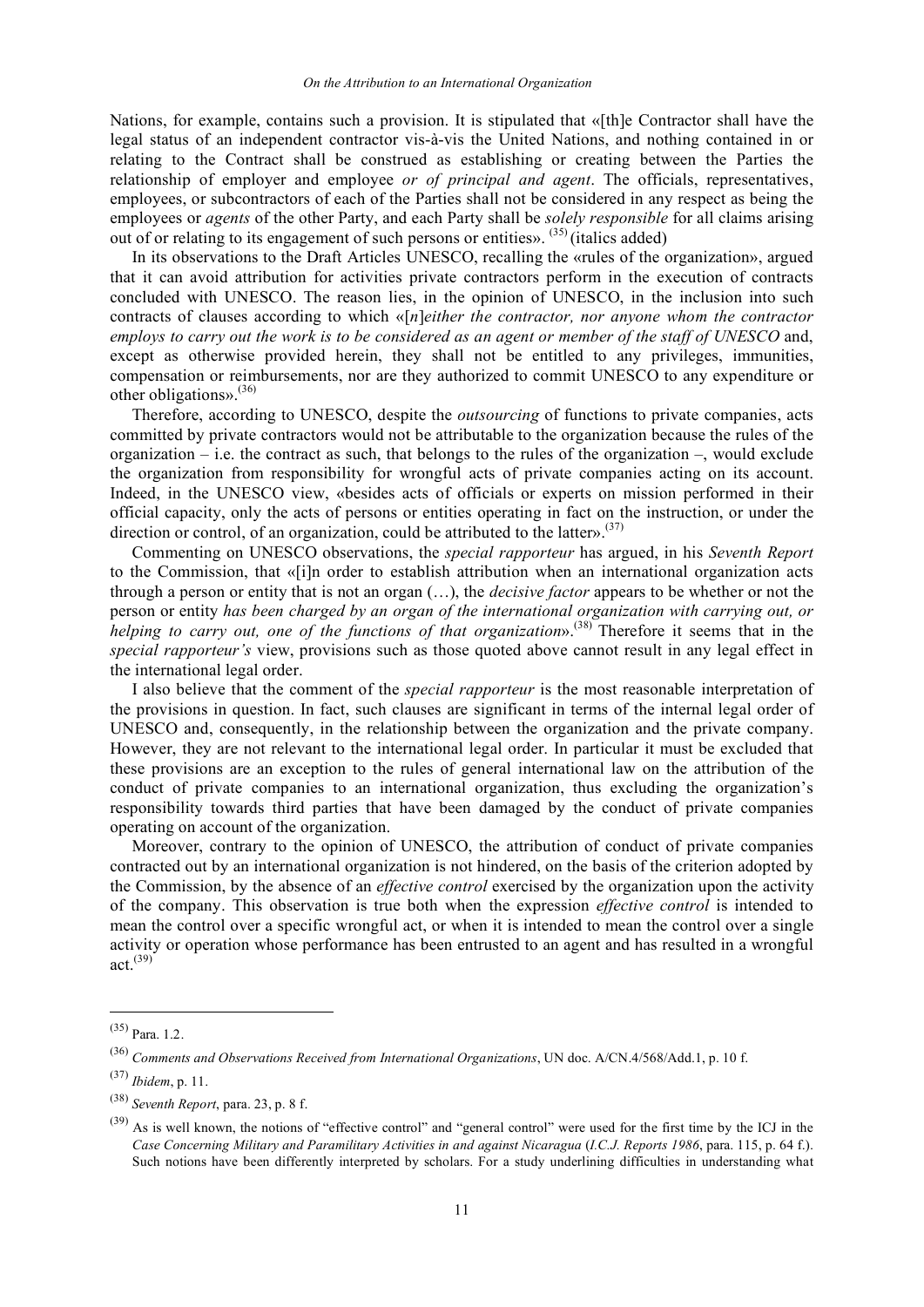Nations, for example, contains such a provision. It is stipulated that «[th]e Contractor shall have the legal status of an independent contractor vis-à-vis the United Nations, and nothing contained in or relating to the Contract shall be construed as establishing or creating between the Parties the relationship of employer and employee *or of principal and agent*. The officials, representatives, employees, or subcontractors of each of the Parties shall not be considered in any respect as being the employees or *agents* of the other Party, and each Party shall be *solely responsible* for all claims arising out of or relating to its engagement of such persons or entities». [35] (italics added)

In its observations to the Draft Articles UNESCO, recalling the «rules of the organization», argued that it can avoid attribution for activities private contractors perform in the execution of contracts concluded with UNESCO. The reason lies, in the opinion of UNESCO, in the inclusion into such contracts of clauses according to which «[*n*]*either the contractor, nor anyone whom the contractor employs to carry out the work is to be considered as an agent or member of the staff of UNESCO* and, except as otherwise provided herein, they shall not be entitled to any privileges, immunities, compensation or reimbursements, nor are they authorized to commit UNESCO to any expenditure or other obligations».[36]

Therefore, according to UNESCO, despite the *outsourcing* of functions to private companies, acts committed by private contractors would not be attributable to the organization because the rules of the organization – i.e. the contract as such, that belongs to the rules of the organization –, would exclude the organization from responsibility for wrongful acts of private companies acting on its account. Indeed, in the UNESCO view, «besides acts of officials or experts on mission performed in their official capacity, only the acts of persons or entities operating in fact on the instruction, or under the direction or control, of an organization, could be attributed to the latter».[37]

Commenting on UNESCO observations, the *special rapporteur* has argued, in his *Seventh Report* to the Commission, that «[i]n order to establish attribution when an international organization acts through a person or entity that is not an organ (…), the *decisive factor* appears to be whether or not the person or entity *has been charged by an organ of the international organization with carrying out, or helping to carry out, one of the functions of that organization*».[38] Therefore it seems that in the *special rapporteur's* view, provisions such as those quoted above cannot result in any legal effect in the international legal order.

I also believe that the comment of the *special rapporteur* is the most reasonable interpretation of the provisions in question. In fact, such clauses are significant in terms of the internal legal order of UNESCO and, consequently, in the relationship between the organization and the private company. However, they are not relevant to the international legal order. In particular it must be excluded that these provisions are an exception to the rules of general international law on the attribution of the conduct of private companies to an international organization, thus excluding the organization's responsibility towards third parties that have been damaged by the conduct of private companies operating on account of the organization.

Moreover, contrary to the opinion of UNESCO, the attribution of conduct of private companies contracted out by an international organization is not hindered, on the basis of the criterion adopted by the Commission, by the absence of an *effective control* exercised by the organization upon the activity of the company. This observation is true both when the expression *effective control* is intended to mean the control over a specific wrongful act, or when it is intended to mean the control over a single activity or operation whose performance has been entrusted to an agent and has resulted in a wrongful act.[39]

---

[35] Para. 1.2.

[36] *Comments and Observations Received from International Organizations*, UN doc. A/CN.4/568/Add.1, p. 10 f.

[37] *Ibidem*, p. 11.

[38] *Seventh Report*, para. 23, p. 8 f.

[39] As is well known, the notions of "effective control" and "general control" were used for the first time by the ICJ in the *Case Concerning Military and Paramilitary Activities in and against Nicaragua* (*I.C.J. Reports 1986*, para. 115, p. 64 f.). Such notions have been differently interpreted by scholars. For a study underlining difficulties in understanding what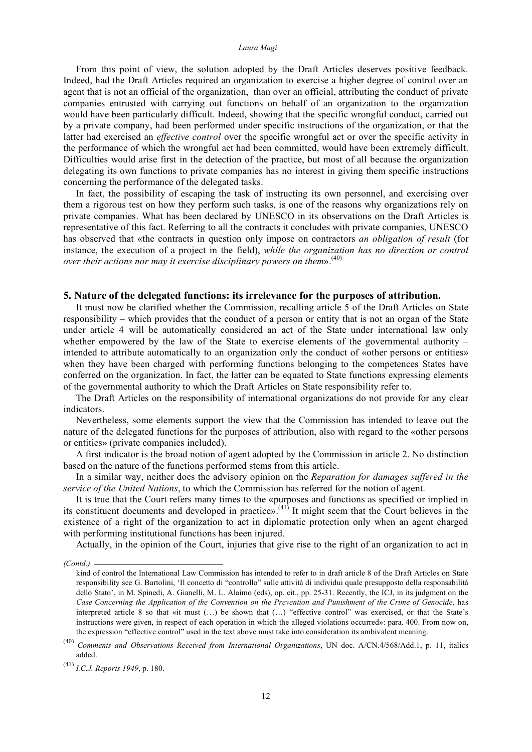From this point of view, the solution adopted by the Draft Articles deserves positive feedback. Indeed, had the Draft Articles required an organization to exercise a higher degree of control over an agent that is not an official of the organization, than over an official, attributing the conduct of private companies entrusted with carrying out functions on behalf of an organization to the organization would have been particularly difficult. Indeed, showing that the specific wrongful conduct, carried out by a private company, had been performed under specific instructions of the organization, or that the latter had exercised an *effective control* over the specific wrongful act or over the specific activity in the performance of which the wrongful act had been committed, would have been extremely difficult. Difficulties would arise first in the detection of the practice, but most of all because the organization delegating its own functions to private companies has no interest in giving them specific instructions concerning the performance of the delegated tasks.

In fact, the possibility of escaping the task of instructing its own personnel, and exercising over them a rigorous test on how they perform such tasks, is one of the reasons why organizations rely on private companies. What has been declared by UNESCO in its observations on the Draft Articles is representative of this fact. Referring to all the contracts it concludes with private companies, UNESCO has observed that «the contracts in question only impose on contractors *an obligation of result* (for instance, the execution of a project in the field), *while the organization has no direction or control over their actions nor may it exercise disciplinary powers on them*».[(40)]

## 5. Nature of the delegated functions: its irrelevance for the purposes of attribution.

It must now be clarified whether the Commission, recalling article 5 of the Draft Articles on State responsibility – which provides that the conduct of a person or entity that is not an organ of the State under article 4 will be automatically considered an act of the State under international law only whether empowered by the law of the State to exercise elements of the governmental authority – intended to attribute automatically to an organization only the conduct of «other persons or entities» when they have been charged with performing functions belonging to the competences States have conferred on the organization. In fact, the latter can be equated to State functions expressing elements of the governmental authority to which the Draft Articles on State responsibility refer to.

The Draft Articles on the responsibility of international organizations do not provide for any clear indicators.

Nevertheless, some elements support the view that the Commission has intended to leave out the nature of the delegated functions for the purposes of attribution, also with regard to the «other persons or entities» (private companies included).

A first indicator is the broad notion of agent adopted by the Commission in article 2. No distinction based on the nature of the functions performed stems from this article.

In a similar way, neither does the advisory opinion on the *Reparation for damages suffered in the service of the United Nations*, to which the Commission has referred for the notion of agent.

It is true that the Court refers many times to the «purposes and functions as specified or implied in its constituent documents and developed in practice».[(41)] It might seem that the Court believes in the existence of a right of the organization to act in diplomatic protection only when an agent charged with performing institutional functions has been injured.

Actually, in the opinion of the Court, injuries that give rise to the right of an organization to act in

---

*(Contd.)* kind of control the International Law Commission has intended to refer to in draft article 8 of the Draft Articles on State responsibility see G. Bartolini, 'Il concetto di "controllo" sulle attività di individui quale presupposto della responsabilità dello Stato', in M. Spinedi, A. Gianelli, M. L. Alaimo (eds), op. cit., pp. 25-31. Recently, the ICJ, in its judgment on the *Case Concerning the Application of the Convention on the Prevention and Punishment of the Crime of Genocide*, has interpreted article 8 so that «it must (…) be shown that (…) "effective control" was exercised, or that the State's instructions were given, in respect of each operation in which the alleged violations occurred»: para. 400. From now on, the expression "effective control" used in the text above must take into consideration its ambivalent meaning.

(40) *Comments and Observations Received from International Organizations*, UN doc. A/CN.4/568/Add.1, p. 11, italics added.

(41) *I.C.J. Reports 1949*, p. 180.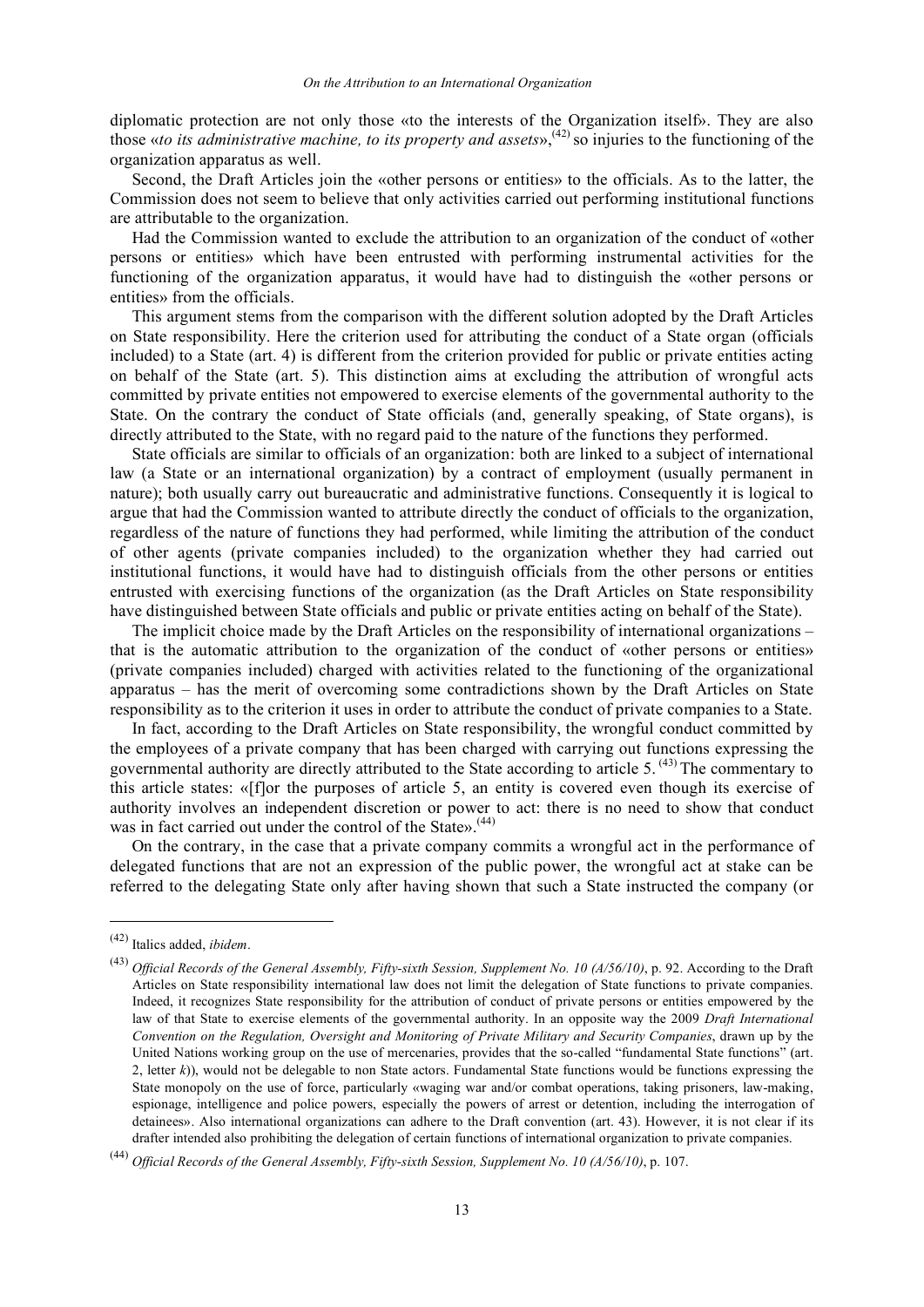diplomatic protection are not only those «to the interests of the Organization itself». They are also those «*to its administrative machine, to its property and assets*»,[42] so injuries to the functioning of the organization apparatus as well.

Second, the Draft Articles join the «other persons or entities» to the officials. As to the latter, the Commission does not seem to believe that only activities carried out performing institutional functions are attributable to the organization.

Had the Commission wanted to exclude the attribution to an organization of the conduct of «other persons or entities» which have been entrusted with performing instrumental activities for the functioning of the organization apparatus, it would have had to distinguish the «other persons or entities» from the officials.

This argument stems from the comparison with the different solution adopted by the Draft Articles on State responsibility. Here the criterion used for attributing the conduct of a State organ (officials included) to a State (art. 4) is different from the criterion provided for public or private entities acting on behalf of the State (art. 5). This distinction aims at excluding the attribution of wrongful acts committed by private entities not empowered to exercise elements of the governmental authority to the State. On the contrary the conduct of State officials (and, generally speaking, of State organs), is directly attributed to the State, with no regard paid to the nature of the functions they performed.

State officials are similar to officials of an organization: both are linked to a subject of international law (a State or an international organization) by a contract of employment (usually permanent in nature); both usually carry out bureaucratic and administrative functions. Consequently it is logical to argue that had the Commission wanted to attribute directly the conduct of officials to the organization, regardless of the nature of functions they had performed, while limiting the attribution of the conduct of other agents (private companies included) to the organization whether they had carried out institutional functions, it would have had to distinguish officials from the other persons or entities entrusted with exercising functions of the organization (as the Draft Articles on State responsibility have distinguished between State officials and public or private entities acting on behalf of the State).

The implicit choice made by the Draft Articles on the responsibility of international organizations – that is the automatic attribution to the organization of the conduct of «other persons or entities» (private companies included) charged with activities related to the functioning of the organizational apparatus – has the merit of overcoming some contradictions shown by the Draft Articles on State responsibility as to the criterion it uses in order to attribute the conduct of private companies to a State.

In fact, according to the Draft Articles on State responsibility, the wrongful conduct committed by the employees of a private company that has been charged with carrying out functions expressing the governmental authority are directly attributed to the State according to article 5. [43] The commentary to this article states: «[f]or the purposes of article 5, an entity is covered even though its exercise of authority involves an independent discretion or power to act: there is no need to show that conduct was in fact carried out under the control of the State».[44]

On the contrary, in the case that a private company commits a wrongful act in the performance of delegated functions that are not an expression of the public power, the wrongful act at stake can be referred to the delegating State only after having shown that such a State instructed the company (or

---

[42] Italics added, *ibidem*.

[43] *Official Records of the General Assembly, Fifty-sixth Session, Supplement No. 10 (A/56/10)*, p. 92. According to the Draft Articles on State responsibility international law does not limit the delegation of State functions to private companies. Indeed, it recognizes State responsibility for the attribution of conduct of private persons or entities empowered by the law of that State to exercise elements of the governmental authority. In an opposite way the 2009 *Draft International Convention on the Regulation, Oversight and Monitoring of Private Military and Security Companies*, drawn up by the United Nations working group on the use of mercenaries, provides that the so-called "fundamental State functions" (art. 2, letter *k*)), would not be delegable to non State actors. Fundamental State functions would be functions expressing the State monopoly on the use of force, particularly «waging war and/or combat operations, taking prisoners, law-making, espionage, intelligence and police powers, especially the powers of arrest or detention, including the interrogation of detainees». Also international organizations can adhere to the Draft convention (art. 43). However, it is not clear if its drafter intended also prohibiting the delegation of certain functions of international organization to private companies.

[44] *Official Records of the General Assembly, Fifty-sixth Session, Supplement No. 10 (A/56/10)*, p. 107.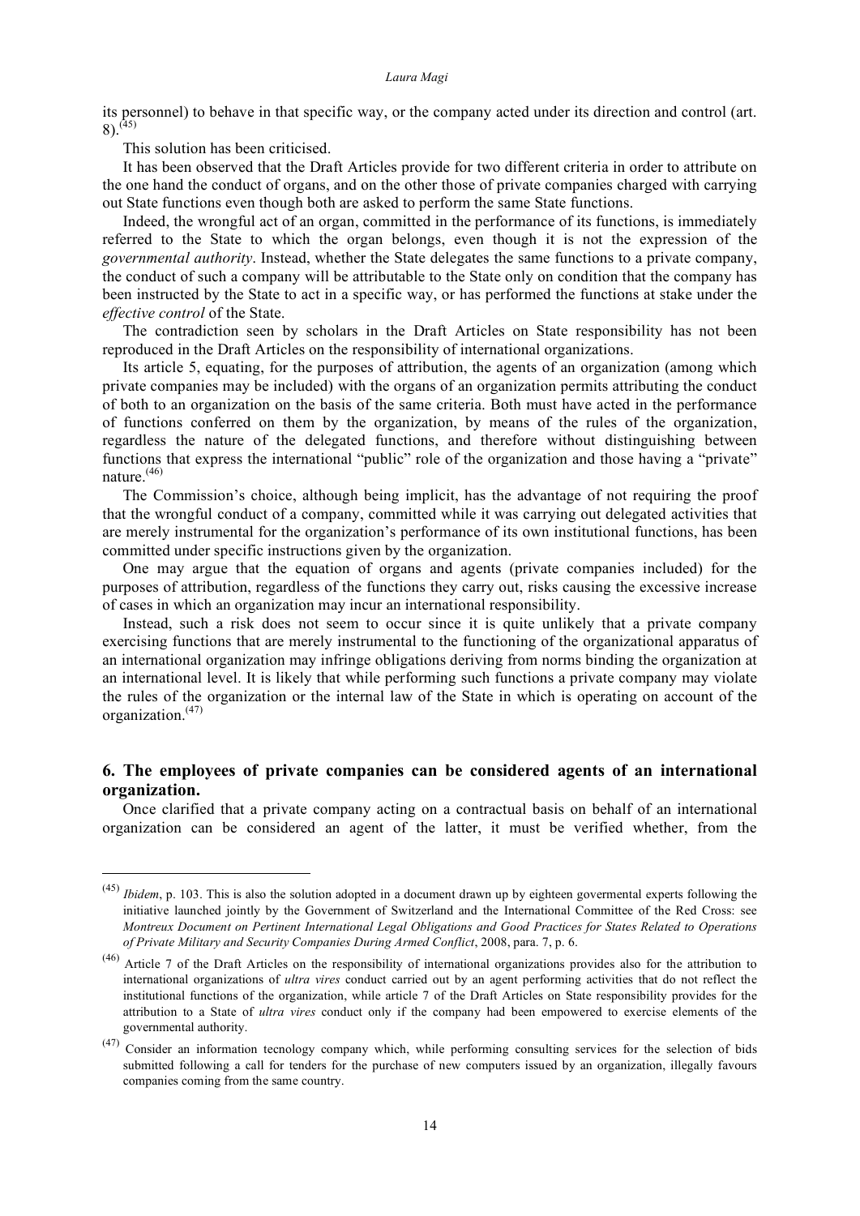its personnel) to behave in that specific way, or the company acted under its direction and control (art. 8).[45]

This solution has been criticised.

It has been observed that the Draft Articles provide for two different criteria in order to attribute on the one hand the conduct of organs, and on the other those of private companies charged with carrying out State functions even though both are asked to perform the same State functions.

Indeed, the wrongful act of an organ, committed in the performance of its functions, is immediately referred to the State to which the organ belongs, even though it is not the expression of the *governmental authority*. Instead, whether the State delegates the same functions to a private company, the conduct of such a company will be attributable to the State only on condition that the company has been instructed by the State to act in a specific way, or has performed the functions at stake under the *effective control* of the State.

The contradiction seen by scholars in the Draft Articles on State responsibility has not been reproduced in the Draft Articles on the responsibility of international organizations.

Its article 5, equating, for the purposes of attribution, the agents of an organization (among which private companies may be included) with the organs of an organization permits attributing the conduct of both to an organization on the basis of the same criteria. Both must have acted in the performance of functions conferred on them by the organization, by means of the rules of the organization, regardless the nature of the delegated functions, and therefore without distinguishing between functions that express the international "public" role of the organization and those having a "private" nature.[46]

The Commission's choice, although being implicit, has the advantage of not requiring the proof that the wrongful conduct of a company, committed while it was carrying out delegated activities that are merely instrumental for the organization's performance of its own institutional functions, has been committed under specific instructions given by the organization.

One may argue that the equation of organs and agents (private companies included) for the purposes of attribution, regardless of the functions they carry out, risks causing the excessive increase of cases in which an organization may incur an international responsibility.

Instead, such a risk does not seem to occur since it is quite unlikely that a private company exercising functions that are merely instrumental to the functioning of the organizational apparatus of an international organization may infringe obligations deriving from norms binding the organization at an international level. It is likely that while performing such functions a private company may violate the rules of the organization or the internal law of the State in which is operating on account of the organization.[47]

## 6. The employees of private companies can be considered agents of an international organization.

Once clarified that a private company acting on a contractual basis on behalf of an international organization can be considered an agent of the latter, it must be verified whether, from the

---

[45] *Ibidem*, p. 103. This is also the solution adopted in a document drawn up by eighteen govermental experts following the initiative launched jointly by the Government of Switzerland and the International Committee of the Red Cross: see *Montreux Document on Pertinent International Legal Obligations and Good Practices for States Related to Operations of Private Military and Security Companies During Armed Conflict*, 2008, para. 7, p. 6.

[46] Article 7 of the Draft Articles on the responsibility of international organizations provides also for the attribution to international organizations of *ultra vires* conduct carried out by an agent performing activities that do not reflect the institutional functions of the organization, while article 7 of the Draft Articles on State responsibility provides for the attribution to a State of *ultra vires* conduct only if the company had been empowered to exercise elements of the governmental authority.

[47] Consider an information tecnology company which, while performing consulting services for the selection of bids submitted following a call for tenders for the purchase of new computers issued by an organization, illegally favours companies coming from the same country.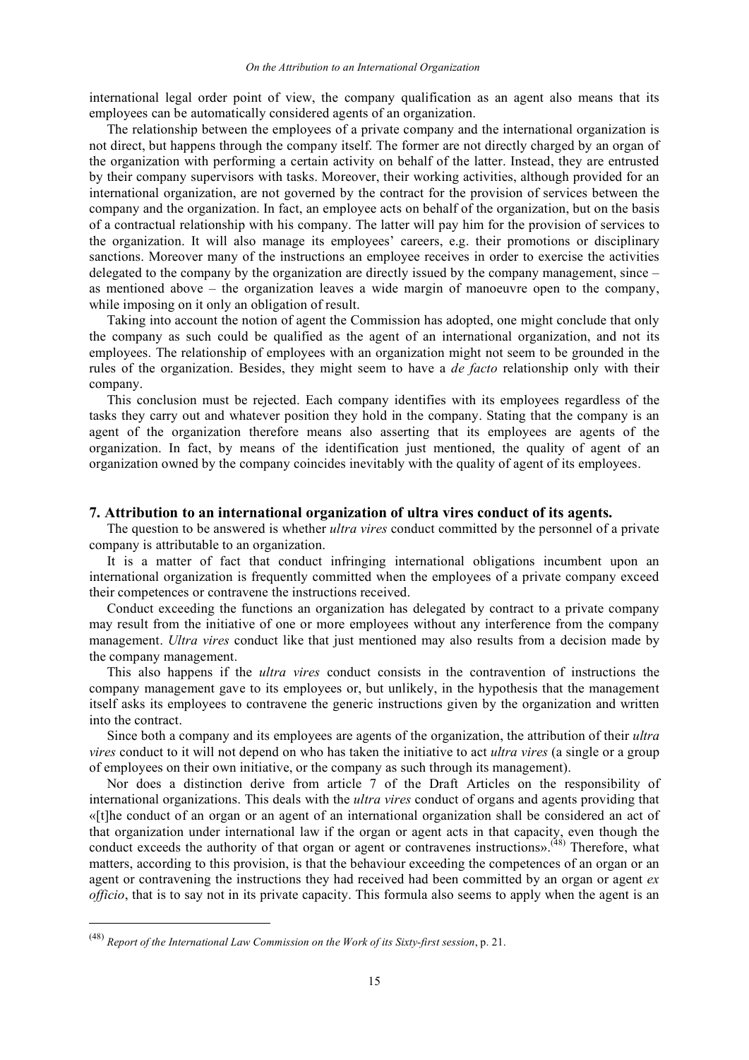international legal order point of view, the company qualification as an agent also means that its employees can be automatically considered agents of an organization.

The relationship between the employees of a private company and the international organization is not direct, but happens through the company itself. The former are not directly charged by an organ of the organization with performing a certain activity on behalf of the latter. Instead, they are entrusted by their company supervisors with tasks. Moreover, their working activities, although provided for an international organization, are not governed by the contract for the provision of services between the company and the organization. In fact, an employee acts on behalf of the organization, but on the basis of a contractual relationship with his company. The latter will pay him for the provision of services to the organization. It will also manage its employees' careers, e.g. their promotions or disciplinary sanctions. Moreover many of the instructions an employee receives in order to exercise the activities delegated to the company by the organization are directly issued by the company management, since – as mentioned above – the organization leaves a wide margin of manoeuvre open to the company, while imposing on it only an obligation of result.

Taking into account the notion of agent the Commission has adopted, one might conclude that only the company as such could be qualified as the agent of an international organization, and not its employees. The relationship of employees with an organization might not seem to be grounded in the rules of the organization. Besides, they might seem to have a *de facto* relationship only with their company.

This conclusion must be rejected. Each company identifies with its employees regardless of the tasks they carry out and whatever position they hold in the company. Stating that the company is an agent of the organization therefore means also asserting that its employees are agents of the organization. In fact, by means of the identification just mentioned, the quality of agent of an organization owned by the company coincides inevitably with the quality of agent of its employees.

## 7. Attribution to an international organization of ultra vires conduct of its agents.

The question to be answered is whether *ultra vires* conduct committed by the personnel of a private company is attributable to an organization.

It is a matter of fact that conduct infringing international obligations incumbent upon an international organization is frequently committed when the employees of a private company exceed their competences or contravene the instructions received.

Conduct exceeding the functions an organization has delegated by contract to a private company may result from the initiative of one or more employees without any interference from the company management. *Ultra vires* conduct like that just mentioned may also results from a decision made by the company management.

This also happens if the *ultra vires* conduct consists in the contravention of instructions the company management gave to its employees or, but unlikely, in the hypothesis that the management itself asks its employees to contravene the generic instructions given by the organization and written into the contract.

Since both a company and its employees are agents of the organization, the attribution of their *ultra vires* conduct to it will not depend on who has taken the initiative to act *ultra vires* (a single or a group of employees on their own initiative, or the company as such through its management).

Nor does a distinction derive from article 7 of the Draft Articles on the responsibility of international organizations. This deals with the *ultra vires* conduct of organs and agents providing that «[t]he conduct of an organ or an agent of an international organization shall be considered an act of that organization under international law if the organ or agent acts in that capacity, even though the conduct exceeds the authority of that organ or agent or contravenes instructions».[48] Therefore, what matters, according to this provision, is that the behaviour exceeding the competences of an organ or an agent or contravening the instructions they had received had been committed by an organ or agent *ex officio*, that is to say not in its private capacity. This formula also seems to apply when the agent is an

---

[48] *Report of the International Law Commission on the Work of its Sixty-first session*, p. 21.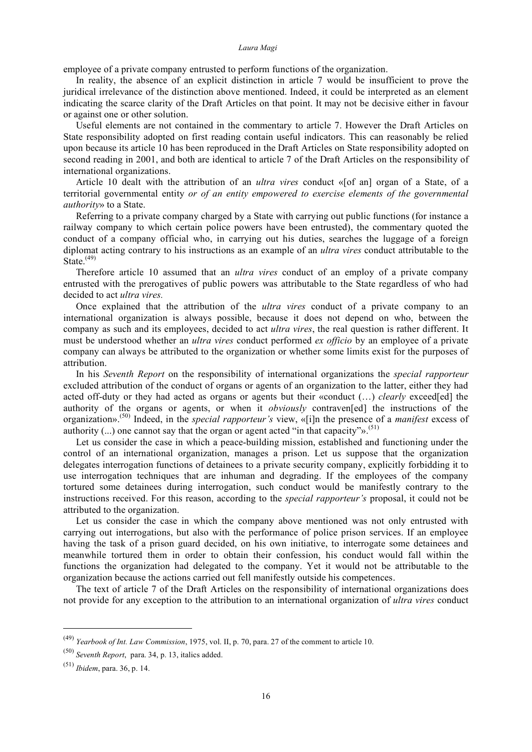employee of a private company entrusted to perform functions of the organization.

In reality, the absence of an explicit distinction in article 7 would be insufficient to prove the juridical irrelevance of the distinction above mentioned. Indeed, it could be interpreted as an element indicating the scarce clarity of the Draft Articles on that point. It may not be decisive either in favour or against one or other solution.

Useful elements are not contained in the commentary to article 7. However the Draft Articles on State responsibility adopted on first reading contain useful indicators. This can reasonably be relied upon because its article 10 has been reproduced in the Draft Articles on State responsibility adopted on second reading in 2001, and both are identical to article 7 of the Draft Articles on the responsibility of international organizations.

Article 10 dealt with the attribution of an *ultra vires* conduct «[of an] organ of a State, of a territorial governmental entity *or of an entity empowered to exercise elements of the governmental authority*» to a State.

Referring to a private company charged by a State with carrying out public functions (for instance a railway company to which certain police powers have been entrusted), the commentary quoted the conduct of a company official who, in carrying out his duties, searches the luggage of a foreign diplomat acting contrary to his instructions as an example of an *ultra vires* conduct attributable to the State.[49]

Therefore article 10 assumed that an *ultra vires* conduct of an employ of a private company entrusted with the prerogatives of public powers was attributable to the State regardless of who had decided to act *ultra vires.*

Once explained that the attribution of the *ultra vires* conduct of a private company to an international organization is always possible, because it does not depend on who, between the company as such and its employees, decided to act *ultra vires*, the real question is rather different. It must be understood whether an *ultra vires* conduct performed *ex officio* by an employee of a private company can always be attributed to the organization or whether some limits exist for the purposes of attribution.

In his *Seventh Report* on the responsibility of international organizations the *special rapporteur* excluded attribution of the conduct of organs or agents of an organization to the latter, either they had acted off-duty or they had acted as organs or agents but their «conduct (…) *clearly* exceed[ed] the authority of the organs or agents, or when it *obviously* contraven[ed] the instructions of the organization».[50] Indeed, in the *special rapporteur's* view, «[i]n the presence of a *manifest* excess of authority (...) one cannot say that the organ or agent acted "in that capacity"».[51]

Let us consider the case in which a peace-building mission, established and functioning under the control of an international organization, manages a prison. Let us suppose that the organization delegates interrogation functions of detainees to a private security company, explicitly forbidding it to use interrogation techniques that are inhuman and degrading. If the employees of the company tortured some detainees during interrogation, such conduct would be manifestly contrary to the instructions received. For this reason, according to the *special rapporteur's* proposal, it could not be attributed to the organization.

Let us consider the case in which the company above mentioned was not only entrusted with carrying out interrogations, but also with the performance of police prison services. If an employee having the task of a prison guard decided, on his own initiative, to interrogate some detainees and meanwhile tortured them in order to obtain their confession, his conduct would fall within the functions the organization had delegated to the company. Yet it would not be attributable to the organization because the actions carried out fell manifestly outside his competences.

The text of article 7 of the Draft Articles on the responsibility of international organizations does not provide for any exception to the attribution to an international organization of *ultra vires* conduct

---

[49] *Yearbook of Int. Law Commission*, 1975, vol. II, p. 70, para. 27 of the comment to article 10.

[50] *Seventh Report*, para. 34, p. 13, italics added.

[51] *Ibidem*, para. 36, p. 14.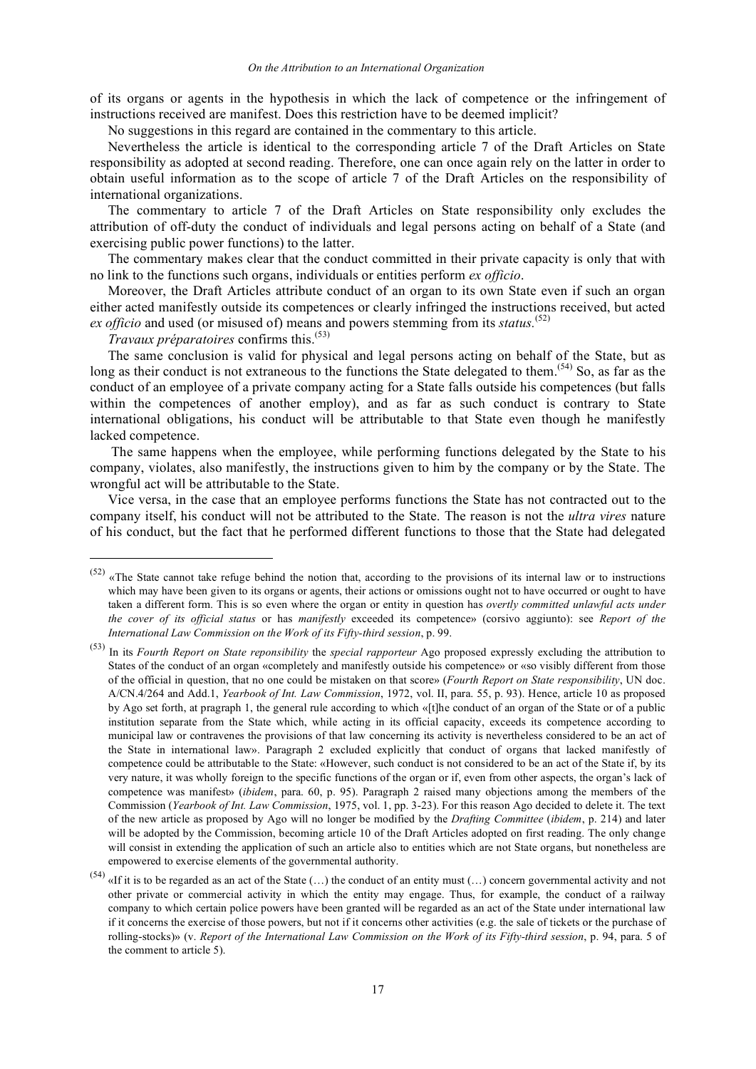of its organs or agents in the hypothesis in which the lack of competence or the infringement of instructions received are manifest. Does this restriction have to be deemed implicit?

No suggestions in this regard are contained in the commentary to this article.

Nevertheless the article is identical to the corresponding article 7 of the Draft Articles on State responsibility as adopted at second reading. Therefore, one can once again rely on the latter in order to obtain useful information as to the scope of article 7 of the Draft Articles on the responsibility of international organizations.

The commentary to article 7 of the Draft Articles on State responsibility only excludes the attribution of off-duty the conduct of individuals and legal persons acting on behalf of a State (and exercising public power functions) to the latter.

The commentary makes clear that the conduct committed in their private capacity is only that with no link to the functions such organs, individuals or entities perform *ex officio*.

Moreover, the Draft Articles attribute conduct of an organ to its own State even if such an organ either acted manifestly outside its competences or clearly infringed the instructions received, but acted *ex officio* and used (or misused of) means and powers stemming from its *status*.[52]

*Travaux préparatoires* confirms this.[53]

The same conclusion is valid for physical and legal persons acting on behalf of the State, but as long as their conduct is not extraneous to the functions the State delegated to them.[54] So, as far as the conduct of an employee of a private company acting for a State falls outside his competences (but falls within the competences of another employ), and as far as such conduct is contrary to State international obligations, his conduct will be attributable to that State even though he manifestly lacked competence.

The same happens when the employee, while performing functions delegated by the State to his company, violates, also manifestly, the instructions given to him by the company or by the State. The wrongful act will be attributable to the State.

Vice versa, in the case that an employee performs functions the State has not contracted out to the company itself, his conduct will not be attributed to the State. The reason is not the *ultra vires* nature of his conduct, but the fact that he performed different functions to those that the State had delegated

---

[52] «The State cannot take refuge behind the notion that, according to the provisions of its internal law or to instructions which may have been given to its organs or agents, their actions or omissions ought not to have occurred or ought to have taken a different form. This is so even where the organ or entity in question has *overtly committed unlawful acts under the cover of its official status* or has *manifestly* exceeded its competence» (corsivo aggiunto): see *Report of the International Law Commission on the Work of its Fifty-third session*, p. 99.

[53] In its *Fourth Report on State reponsibility* the *special rapporteur* Ago proposed expressly excluding the attribution to States of the conduct of an organ «completely and manifestly outside his competence» or «so visibly different from those of the official in question, that no one could be mistaken on that score» (*Fourth Report on State responsibility*, UN doc. A/CN.4/264 and Add.1, *Yearbook of Int. Law Commission*, 1972, vol. II, para. 55, p. 93). Hence, article 10 as proposed by Ago set forth, at pragraph 1, the general rule according to which «[t]he conduct of an organ of the State or of a public institution separate from the State which, while acting in its official capacity, exceeds its competence according to municipal law or contravenes the provisions of that law concerning its activity is nevertheless considered to be an act of the State in international law». Paragraph 2 excluded explicitly that conduct of organs that lacked manifestly of competence could be attributable to the State: «However, such conduct is not considered to be an act of the State if, by its very nature, it was wholly foreign to the specific functions of the organ or if, even from other aspects, the organ's lack of competence was manifest» (*ibidem*, para. 60, p. 95). Paragraph 2 raised many objections among the members of the Commission (*Yearbook of Int. Law Commission*, 1975, vol. 1, pp. 3-23). For this reason Ago decided to delete it. The text of the new article as proposed by Ago will no longer be modified by the *Drafting Committee* (*ibidem*, p. 214) and later will be adopted by the Commission, becoming article 10 of the Draft Articles adopted on first reading. The only change will consist in extending the application of such an article also to entities which are not State organs, but nonetheless are empowered to exercise elements of the governmental authority.

[54] «If it is to be regarded as an act of the State (…) the conduct of an entity must (…) concern governmental activity and not other private or commercial activity in which the entity may engage. Thus, for example, the conduct of a railway company to which certain police powers have been granted will be regarded as an act of the State under international law if it concerns the exercise of those powers, but not if it concerns other activities (e.g. the sale of tickets or the purchase of rolling-stocks)» (v. *Report of the International Law Commission on the Work of its Fifty-third session*, p. 94, para. 5 of the comment to article 5).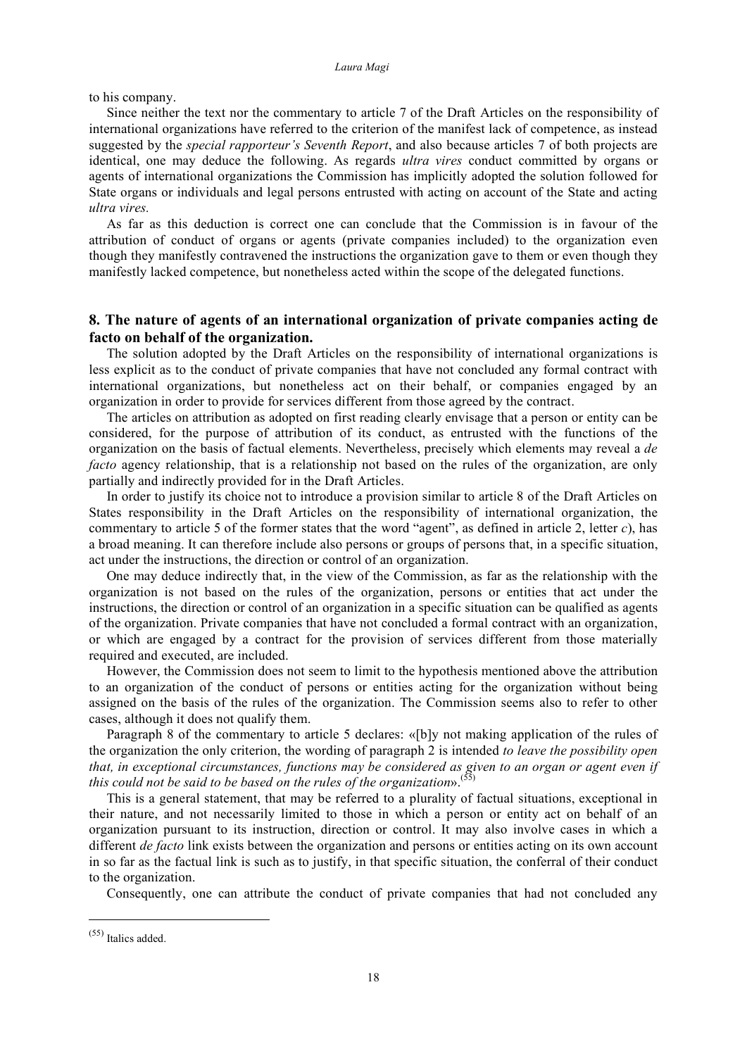to his company.

Since neither the text nor the commentary to article 7 of the Draft Articles on the responsibility of international organizations have referred to the criterion of the manifest lack of competence, as instead suggested by the *special rapporteur's Seventh Report*, and also because articles 7 of both projects are identical, one may deduce the following. As regards *ultra vires* conduct committed by organs or agents of international organizations the Commission has implicitly adopted the solution followed for State organs or individuals and legal persons entrusted with acting on account of the State and acting *ultra vires*.

As far as this deduction is correct one can conclude that the Commission is in favour of the attribution of conduct of organs or agents (private companies included) to the organization even though they manifestly contravened the instructions the organization gave to them or even though they manifestly lacked competence, but nonetheless acted within the scope of the delegated functions.

## 8. The nature of agents of an international organization of private companies acting de facto on behalf of the organization.

The solution adopted by the Draft Articles on the responsibility of international organizations is less explicit as to the conduct of private companies that have not concluded any formal contract with international organizations, but nonetheless act on their behalf, or companies engaged by an organization in order to provide for services different from those agreed by the contract.

The articles on attribution as adopted on first reading clearly envisage that a person or entity can be considered, for the purpose of attribution of its conduct, as entrusted with the functions of the organization on the basis of factual elements. Nevertheless, precisely which elements may reveal a *de facto* agency relationship, that is a relationship not based on the rules of the organization, are only partially and indirectly provided for in the Draft Articles.

In order to justify its choice not to introduce a provision similar to article 8 of the Draft Articles on States responsibility in the Draft Articles on the responsibility of international organization, the commentary to article 5 of the former states that the word "agent", as defined in article 2, letter *c*), has a broad meaning. It can therefore include also persons or groups of persons that, in a specific situation, act under the instructions, the direction or control of an organization.

One may deduce indirectly that, in the view of the Commission, as far as the relationship with the organization is not based on the rules of the organization, persons or entities that act under the instructions, the direction or control of an organization in a specific situation can be qualified as agents of the organization. Private companies that have not concluded a formal contract with an organization, or which are engaged by a contract for the provision of services different from those materially required and executed, are included.

However, the Commission does not seem to limit to the hypothesis mentioned above the attribution to an organization of the conduct of persons or entities acting for the organization without being assigned on the basis of the rules of the organization. The Commission seems also to refer to other cases, although it does not qualify them.

Paragraph 8 of the commentary to article 5 declares: «[b]y not making application of the rules of the organization the only criterion, the wording of paragraph 2 is intended *to leave the possibility open that, in exceptional circumstances, functions may be considered as given to an organ or agent even if this could not be said to be based on the rules of the organization*».[55]

This is a general statement, that may be referred to a plurality of factual situations, exceptional in their nature, and not necessarily limited to those in which a person or entity act on behalf of an organization pursuant to its instruction, direction or control. It may also involve cases in which a different *de facto* link exists between the organization and persons or entities acting on its own account in so far as the factual link is such as to justify, in that specific situation, the conferral of their conduct to the organization.

Consequently, one can attribute the conduct of private companies that had not concluded any

---

[55] Italics added.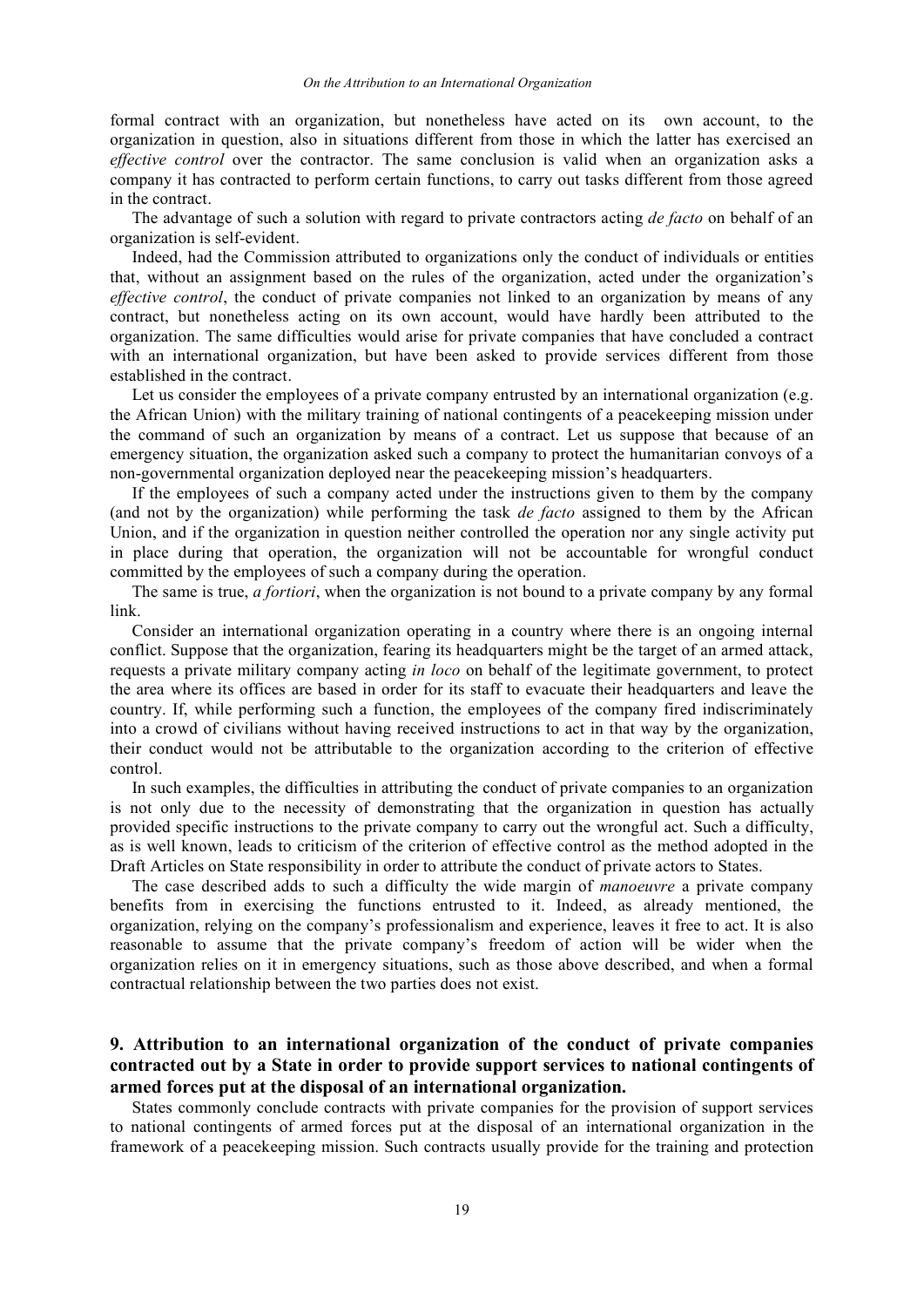formal contract with an organization, but nonetheless have acted on its own account, to the organization in question, also in situations different from those in which the latter has exercised an *effective control* over the contractor. The same conclusion is valid when an organization asks a company it has contracted to perform certain functions, to carry out tasks different from those agreed in the contract.

The advantage of such a solution with regard to private contractors acting *de facto* on behalf of an organization is self-evident.

Indeed, had the Commission attributed to organizations only the conduct of individuals or entities that, without an assignment based on the rules of the organization, acted under the organization's *effective control*, the conduct of private companies not linked to an organization by means of any contract, but nonetheless acting on its own account, would have hardly been attributed to the organization. The same difficulties would arise for private companies that have concluded a contract with an international organization, but have been asked to provide services different from those established in the contract.

Let us consider the employees of a private company entrusted by an international organization (e.g. the African Union) with the military training of national contingents of a peacekeeping mission under the command of such an organization by means of a contract. Let us suppose that because of an emergency situation, the organization asked such a company to protect the humanitarian convoys of a non-governmental organization deployed near the peacekeeping mission's headquarters.

If the employees of such a company acted under the instructions given to them by the company (and not by the organization) while performing the task *de facto* assigned to them by the African Union, and if the organization in question neither controlled the operation nor any single activity put in place during that operation, the organization will not be accountable for wrongful conduct committed by the employees of such a company during the operation.

The same is true, *a fortiori*, when the organization is not bound to a private company by any formal link.

Consider an international organization operating in a country where there is an ongoing internal conflict. Suppose that the organization, fearing its headquarters might be the target of an armed attack, requests a private military company acting *in loco* on behalf of the legitimate government, to protect the area where its offices are based in order for its staff to evacuate their headquarters and leave the country. If, while performing such a function, the employees of the company fired indiscriminately into a crowd of civilians without having received instructions to act in that way by the organization, their conduct would not be attributable to the organization according to the criterion of effective control.

In such examples, the difficulties in attributing the conduct of private companies to an organization is not only due to the necessity of demonstrating that the organization in question has actually provided specific instructions to the private company to carry out the wrongful act. Such a difficulty, as is well known, leads to criticism of the criterion of effective control as the method adopted in the Draft Articles on State responsibility in order to attribute the conduct of private actors to States.

The case described adds to such a difficulty the wide margin of *manoeuvre* a private company benefits from in exercising the functions entrusted to it. Indeed, as already mentioned, the organization, relying on the company's professionalism and experience, leaves it free to act. It is also reasonable to assume that the private company's freedom of action will be wider when the organization relies on it in emergency situations, such as those above described, and when a formal contractual relationship between the two parties does not exist.

## 9. Attribution to an international organization of the conduct of private companies contracted out by a State in order to provide support services to national contingents of armed forces put at the disposal of an international organization.

States commonly conclude contracts with private companies for the provision of support services to national contingents of armed forces put at the disposal of an international organization in the framework of a peacekeeping mission. Such contracts usually provide for the training and protection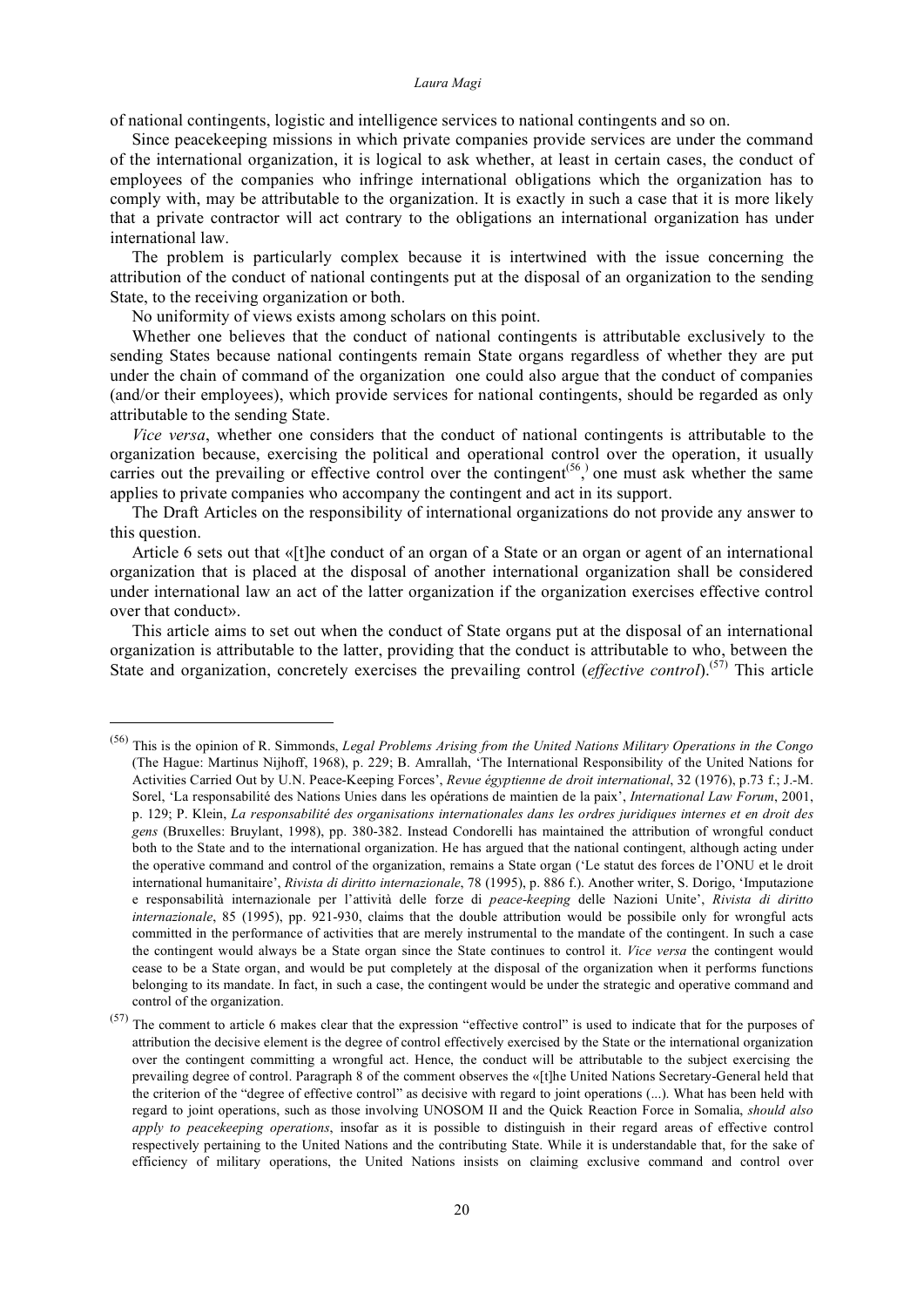of national contingents, logistic and intelligence services to national contingents and so on.

Since peacekeeping missions in which private companies provide services are under the command of the international organization, it is logical to ask whether, at least in certain cases, the conduct of employees of the companies who infringe international obligations which the organization has to comply with, may be attributable to the organization. It is exactly in such a case that it is more likely that a private contractor will act contrary to the obligations an international organization has under international law.

The problem is particularly complex because it is intertwined with the issue concerning the attribution of the conduct of national contingents put at the disposal of an organization to the sending State, to the receiving organization or both.

No uniformity of views exists among scholars on this point.

Whether one believes that the conduct of national contingents is attributable exclusively to the sending States because national contingents remain State organs regardless of whether they are put under the chain of command of the organization one could also argue that the conduct of companies (and/or their employees), which provide services for national contingents, should be regarded as only attributable to the sending State.

*Vice versa*, whether one considers that the conduct of national contingents is attributable to the organization because, exercising the political and operational control over the operation, it usually carries out the prevailing or effective control over the contingent[56,] one must ask whether the same applies to private companies who accompany the contingent and act in its support.

The Draft Articles on the responsibility of international organizations do not provide any answer to this question.

Article 6 sets out that «[t]he conduct of an organ of a State or an organ or agent of an international organization that is placed at the disposal of another international organization shall be considered under international law an act of the latter organization if the organization exercises effective control over that conduct».

This article aims to set out when the conduct of State organs put at the disposal of an international organization is attributable to the latter, providing that the conduct is attributable to who, between the State and organization, concretely exercises the prevailing control (*effective control*).[57] This article

---

(56) This is the opinion of R. Simmonds, *Legal Problems Arising from the United Nations Military Operations in the Congo* (The Hague: Martinus Nijhoff, 1968), p. 229; B. Amrallah, 'The International Responsibility of the United Nations for Activities Carried Out by U.N. Peace-Keeping Forces', *Revue égyptienne de droit international*, 32 (1976), p.73 f.; J.-M. Sorel, 'La responsabilité des Nations Unies dans les opérations de maintien de la paix', *International Law Forum*, 2001, p. 129; P. Klein, *La responsabilité des organisations internationales dans les ordres juridiques internes et en droit des gens* (Bruxelles: Bruylant, 1998), pp. 380-382. Instead Condorelli has maintained the attribution of wrongful conduct both to the State and to the international organization. He has argued that the national contingent, although acting under the operative command and control of the organization, remains a State organ ('Le statut des forces de l'ONU et le droit international humanitaire', *Rivista di diritto internazionale*, 78 (1995), p. 886 f.). Another writer, S. Dorigo, 'Imputazione e responsabilità internazionale per l'attività delle forze di *peace-keeping* delle Nazioni Unite', *Rivista di diritto internazionale*, 85 (1995), pp. 921-930, claims that the double attribution would be possibile only for wrongful acts committed in the performance of activities that are merely instrumental to the mandate of the contingent. In such a case the contingent would always be a State organ since the State continues to control it. *Vice versa* the contingent would cease to be a State organ, and would be put completely at the disposal of the organization when it performs functions belonging to its mandate. In fact, in such a case, the contingent would be under the strategic and operative command and control of the organization.

(57) The comment to article 6 makes clear that the expression "effective control" is used to indicate that for the purposes of attribution the decisive element is the degree of control effectively exercised by the State or the international organization over the contingent committing a wrongful act. Hence, the conduct will be attributable to the subject exercising the prevailing degree of control. Paragraph 8 of the comment observes the «[t]he United Nations Secretary-General held that the criterion of the "degree of effective control" as decisive with regard to joint operations (...). What has been held with regard to joint operations, such as those involving UNOSOM II and the Quick Reaction Force in Somalia, *should also apply to peacekeeping operations*, insofar as it is possible to distinguish in their regard areas of effective control respectively pertaining to the United Nations and the contributing State. While it is understandable that, for the sake of efficiency of military operations, the United Nations insists on claiming exclusive command and control over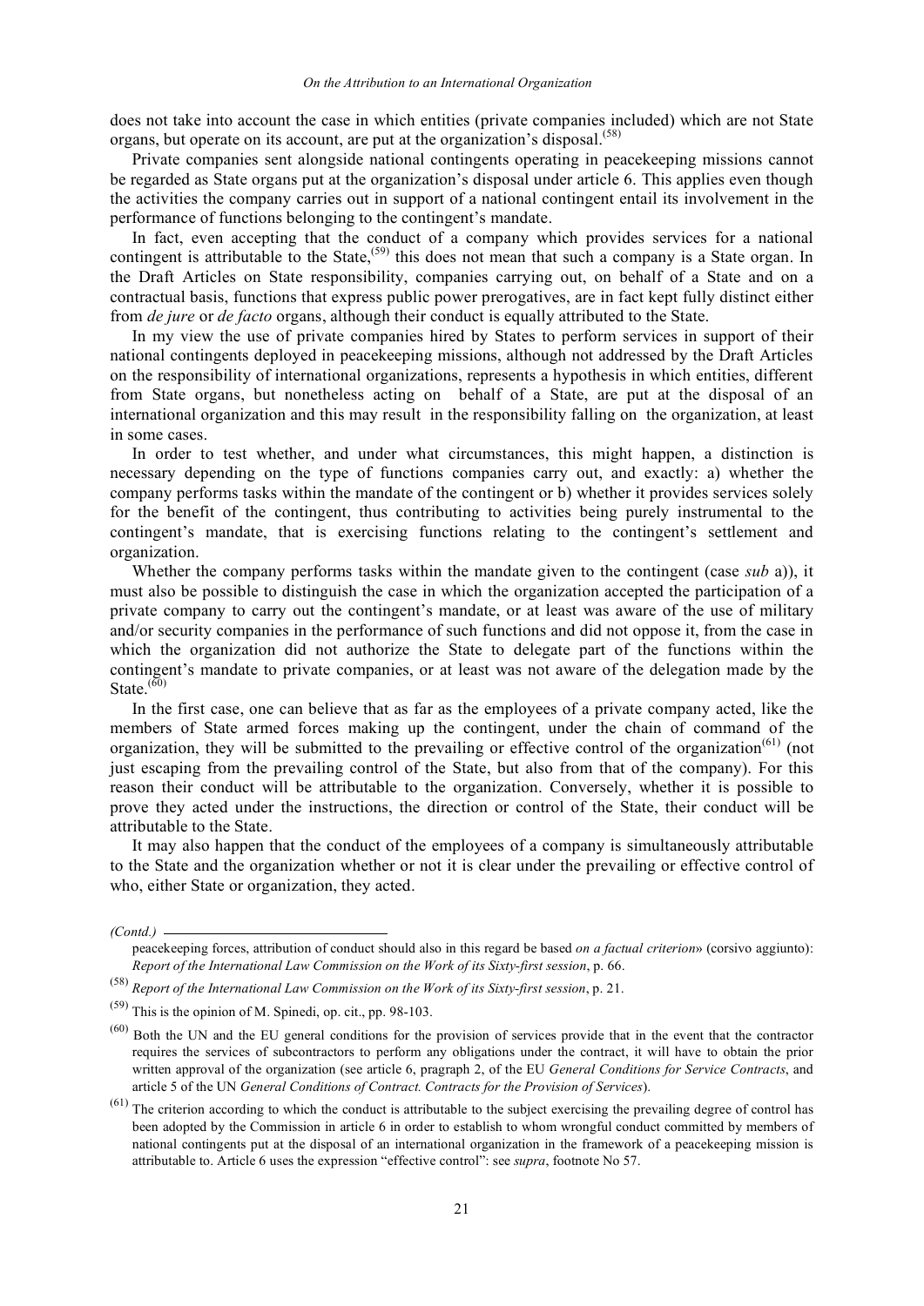does not take into account the case in which entities (private companies included) which are not State organs, but operate on its account, are put at the organization's disposal.[58]

Private companies sent alongside national contingents operating in peacekeeping missions cannot be regarded as State organs put at the organization's disposal under article 6. This applies even though the activities the company carries out in support of a national contingent entail its involvement in the performance of functions belonging to the contingent's mandate.

In fact, even accepting that the conduct of a company which provides services for a national contingent is attributable to the State,[59] this does not mean that such a company is a State organ. In the Draft Articles on State responsibility, companies carrying out, on behalf of a State and on a contractual basis, functions that express public power prerogatives, are in fact kept fully distinct either from *de jure* or *de facto* organs, although their conduct is equally attributed to the State.

In my view the use of private companies hired by States to perform services in support of their national contingents deployed in peacekeeping missions, although not addressed by the Draft Articles on the responsibility of international organizations, represents a hypothesis in which entities, different from State organs, but nonetheless acting on behalf of a State, are put at the disposal of an international organization and this may result in the responsibility falling on the organization, at least in some cases.

In order to test whether, and under what circumstances, this might happen, a distinction is necessary depending on the type of functions companies carry out, and exactly: a) whether the company performs tasks within the mandate of the contingent or b) whether it provides services solely for the benefit of the contingent, thus contributing to activities being purely instrumental to the contingent's mandate, that is exercising functions relating to the contingent's settlement and organization.

Whether the company performs tasks within the mandate given to the contingent (case *sub* a)), it must also be possible to distinguish the case in which the organization accepted the participation of a private company to carry out the contingent's mandate, or at least was aware of the use of military and/or security companies in the performance of such functions and did not oppose it, from the case in which the organization did not authorize the State to delegate part of the functions within the contingent's mandate to private companies, or at least was not aware of the delegation made by the State.[60]

In the first case, one can believe that as far as the employees of a private company acted, like the members of State armed forces making up the contingent, under the chain of command of the organization, they will be submitted to the prevailing or effective control of the organization[61] (not just escaping from the prevailing control of the State, but also from that of the company). For this reason their conduct will be attributable to the organization. Conversely, whether it is possible to prove they acted under the instructions, the direction or control of the State, their conduct will be attributable to the State.

It may also happen that the conduct of the employees of a company is simultaneously attributable to the State and the organization whether or not it is clear under the prevailing or effective control of who, either State or organization, they acted.

---

*(Contd.)* peacekeeping forces, attribution of conduct should also in this regard be based *on a factual criterion*» (corsivo aggiunto): *Report of the International Law Commission on the Work of its Sixty-first session*, p. 66.

[58] *Report of the International Law Commission on the Work of its Sixty-first session*, p. 21.

[59] This is the opinion of M. Spinedi, op. cit., pp. 98-103.

[60] Both the UN and the EU general conditions for the provision of services provide that in the event that the contractor requires the services of subcontractors to perform any obligations under the contract, it will have to obtain the prior written approval of the organization (see article 6, pragraph 2, of the EU *General Conditions for Service Contracts*, and article 5 of the UN *General Conditions of Contract. Contracts for the Provision of Services*).

[61] The criterion according to which the conduct is attributable to the subject exercising the prevailing degree of control has been adopted by the Commission in article 6 in order to establish to whom wrongful conduct committed by members of national contingents put at the disposal of an international organization in the framework of a peacekeeping mission is attributable to. Article 6 uses the expression "effective control": see *supra*, footnote No 57.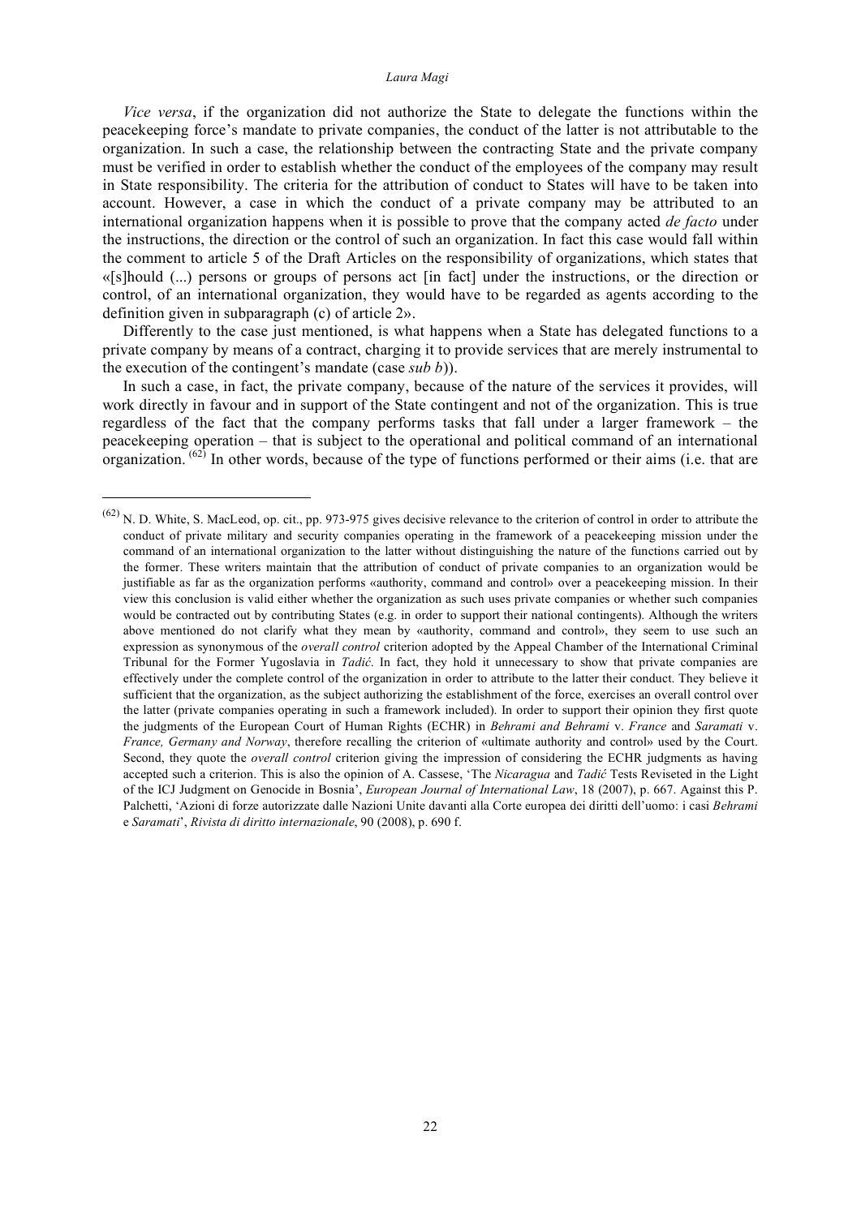*Vice versa*, if the organization did not authorize the State to delegate the functions within the peacekeeping force's mandate to private companies, the conduct of the latter is not attributable to the organization. In such a case, the relationship between the contracting State and the private company must be verified in order to establish whether the conduct of the employees of the company may result in State responsibility. The criteria for the attribution of conduct to States will have to be taken into account. However, a case in which the conduct of a private company may be attributed to an international organization happens when it is possible to prove that the company acted *de facto* under the instructions, the direction or the control of such an organization. In fact this case would fall within the comment to article 5 of the Draft Articles on the responsibility of organizations, which states that «[s]hould (...) persons or groups of persons act [in fact] under the instructions, or the direction or control, of an international organization, they would have to be regarded as agents according to the definition given in subparagraph (c) of article 2».

Differently to the case just mentioned, is what happens when a State has delegated functions to a private company by means of a contract, charging it to provide services that are merely instrumental to the execution of the contingent's mandate (case *sub b*)).

In such a case, in fact, the private company, because of the nature of the services it provides, will work directly in favour and in support of the State contingent and not of the organization. This is true regardless of the fact that the company performs tasks that fall under a larger framework – the peacekeeping operation – that is subject to the operational and political command of an international organization. [62] In other words, because of the type of functions performed or their aims (i.e. that are

---

[62] N. D. White, S. MacLeod, op. cit., pp. 973-975 gives decisive relevance to the criterion of control in order to attribute the conduct of private military and security companies operating in the framework of a peacekeeping mission under the command of an international organization to the latter without distinguishing the nature of the functions carried out by the former. These writers maintain that the attribution of conduct of private companies to an organization would be justifiable as far as the organization performs «authority, command and control» over a peacekeeping mission. In their view this conclusion is valid either whether the organization as such uses private companies or whether such companies would be contracted out by contributing States (e.g. in order to support their national contingents). Although the writers above mentioned do not clarify what they mean by «authority, command and control», they seem to use such an expression as synonymous of the *overall control* criterion adopted by the Appeal Chamber of the International Criminal Tribunal for the Former Yugoslavia in *Tadić*. In fact, they hold it unnecessary to show that private companies are effectively under the complete control of the organization in order to attribute to the latter their conduct. They believe it sufficient that the organization, as the subject authorizing the establishment of the force, exercises an overall control over the latter (private companies operating in such a framework included). In order to support their opinion they first quote the judgments of the European Court of Human Rights (ECHR) in *Behrami and Behrami* v. *France* and *Saramati* v. *France, Germany and Norway*, therefore recalling the criterion of «ultimate authority and control» used by the Court. Second, they quote the *overall control* criterion giving the impression of considering the ECHR judgments as having accepted such a criterion. This is also the opinion of A. Cassese, 'The *Nicaragua* and *Tadić* Tests Reviseted in the Light of the ICJ Judgment on Genocide in Bosnia', *European Journal of International Law*, 18 (2007), p. 667. Against this P. Palchetti, 'Azioni di forze autorizzate dalle Nazioni Unite davanti alla Corte europea dei diritti dell'uomo: i casi *Behrami* e *Saramati*', *Rivista di diritto internazionale*, 90 (2008), p. 690 f.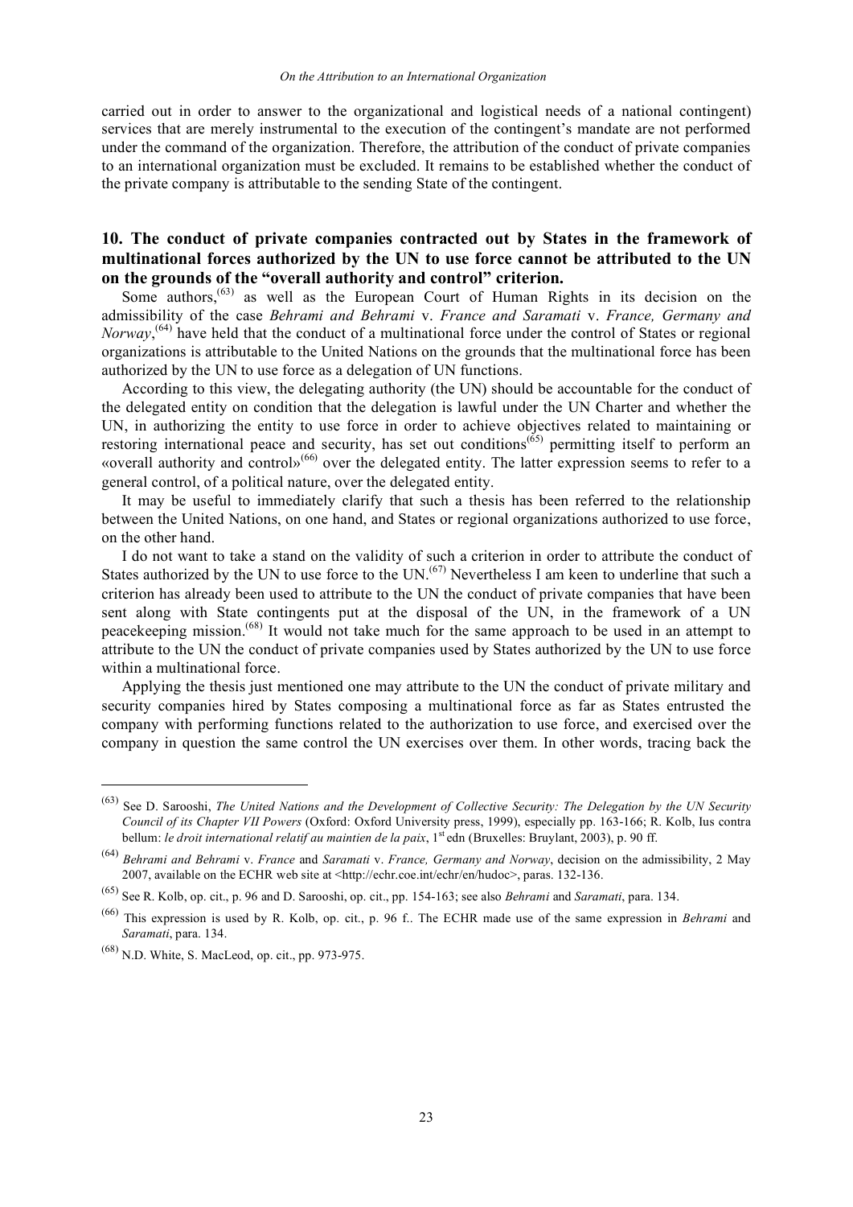carried out in order to answer to the organizational and logistical needs of a national contingent) services that are merely instrumental to the execution of the contingent's mandate are not performed under the command of the organization. Therefore, the attribution of the conduct of private companies to an international organization must be excluded. It remains to be established whether the conduct of the private company is attributable to the sending State of the contingent.

## 10. The conduct of private companies contracted out by States in the framework of multinational forces authorized by the UN to use force cannot be attributed to the UN on the grounds of the "overall authority and control" criterion.

Some authors,[63] as well as the European Court of Human Rights in its decision on the admissibility of the case *Behrami and Behrami* v. *France and Saramati* v. *France, Germany and Norway*,[64] have held that the conduct of a multinational force under the control of States or regional organizations is attributable to the United Nations on the grounds that the multinational force has been authorized by the UN to use force as a delegation of UN functions.

According to this view, the delegating authority (the UN) should be accountable for the conduct of the delegated entity on condition that the delegation is lawful under the UN Charter and whether the UN, in authorizing the entity to use force in order to achieve objectives related to maintaining or restoring international peace and security, has set out conditions[65] permitting itself to perform an «overall authority and control»[66] over the delegated entity. The latter expression seems to refer to a general control, of a political nature, over the delegated entity.

It may be useful to immediately clarify that such a thesis has been referred to the relationship between the United Nations, on one hand, and States or regional organizations authorized to use force, on the other hand.

I do not want to take a stand on the validity of such a criterion in order to attribute the conduct of States authorized by the UN to use force to the UN.[67] Nevertheless I am keen to underline that such a criterion has already been used to attribute to the UN the conduct of private companies that have been sent along with State contingents put at the disposal of the UN, in the framework of a UN peacekeeping mission.[68] It would not take much for the same approach to be used in an attempt to attribute to the UN the conduct of private companies used by States authorized by the UN to use force within a multinational force.

Applying the thesis just mentioned one may attribute to the UN the conduct of private military and security companies hired by States composing a multinational force as far as States entrusted the company with performing functions related to the authorization to use force, and exercised over the company in question the same control the UN exercises over them. In other words, tracing back the

---

(63) See D. Sarooshi, *The United Nations and the Development of Collective Security: The Delegation by the UN Security Council of its Chapter VII Powers* (Oxford: Oxford University press, 1999), especially pp. 163-166; R. Kolb, Ius contra bellum: *le droit international relatif au maintien de la paix*, 1st edn (Bruxelles: Bruylant, 2003), p. 90 ff.

(64) *Behrami and Behrami* v. *France* and *Saramati* v. *France, Germany and Norway*, decision on the admissibility, 2 May 2007, available on the ECHR web site at <http://echr.coe.int/echr/en/hudoc>, paras. 132-136.

(65) See R. Kolb, op. cit., p. 96 and D. Sarooshi, op. cit., pp. 154-163; see also *Behrami* and *Saramati*, para. 134.

(66) This expression is used by R. Kolb, op. cit., p. 96 f.. The ECHR made use of the same expression in *Behrami* and *Saramati*, para. 134.

(68) N.D. White, S. MacLeod, op. cit., pp. 973-975.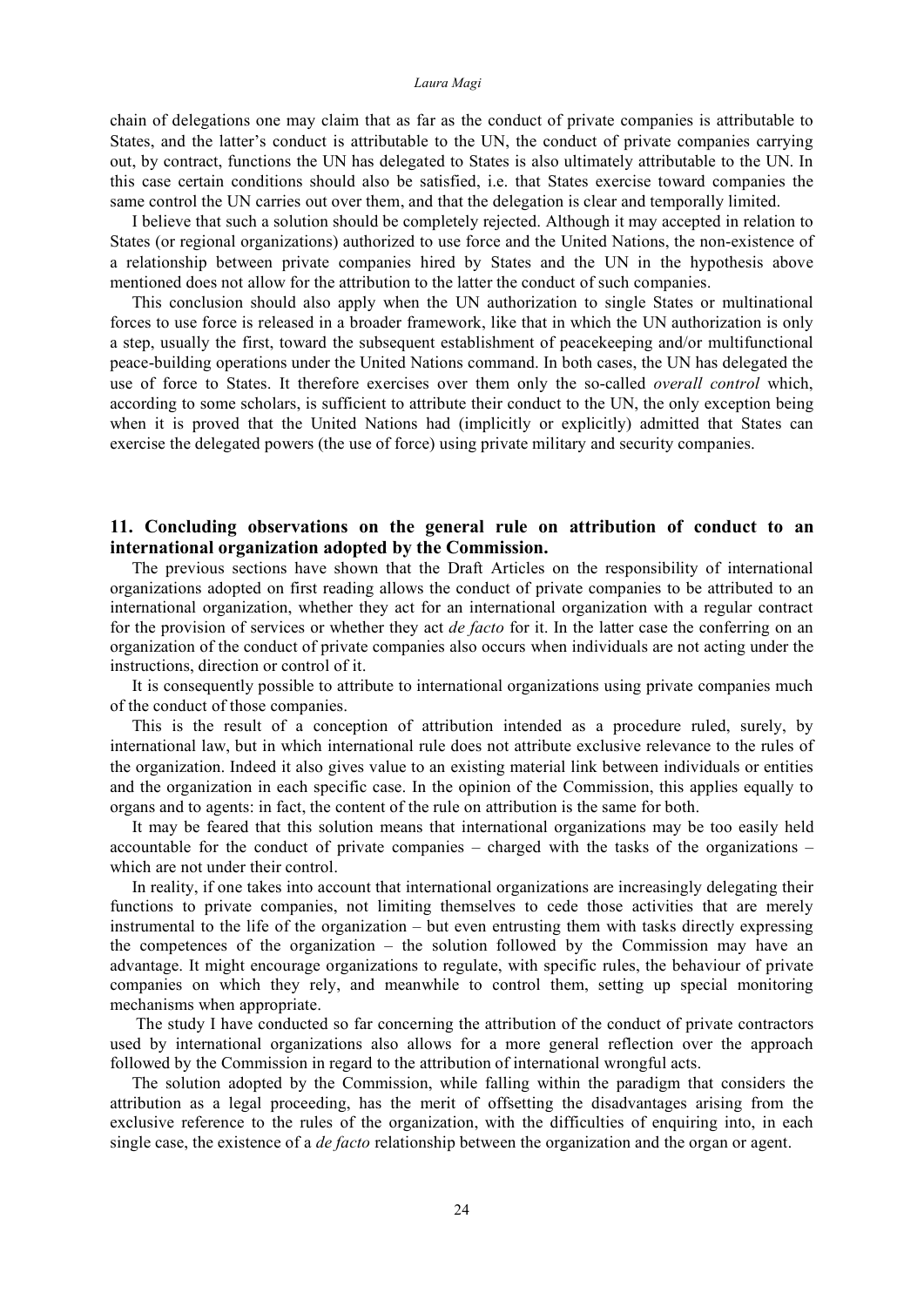chain of delegations one may claim that as far as the conduct of private companies is attributable to States, and the latter's conduct is attributable to the UN, the conduct of private companies carrying out, by contract, functions the UN has delegated to States is also ultimately attributable to the UN. In this case certain conditions should also be satisfied, i.e. that States exercise toward companies the same control the UN carries out over them, and that the delegation is clear and temporally limited.

I believe that such a solution should be completely rejected. Although it may accepted in relation to States (or regional organizations) authorized to use force and the United Nations, the non-existence of a relationship between private companies hired by States and the UN in the hypothesis above mentioned does not allow for the attribution to the latter the conduct of such companies.

This conclusion should also apply when the UN authorization to single States or multinational forces to use force is released in a broader framework, like that in which the UN authorization is only a step, usually the first, toward the subsequent establishment of peacekeeping and/or multifunctional peace-building operations under the United Nations command. In both cases, the UN has delegated the use of force to States. It therefore exercises over them only the so-called *overall control* which, according to some scholars, is sufficient to attribute their conduct to the UN, the only exception being when it is proved that the United Nations had (implicitly or explicitly) admitted that States can exercise the delegated powers (the use of force) using private military and security companies.

## 11. Concluding observations on the general rule on attribution of conduct to an international organization adopted by the Commission.

The previous sections have shown that the Draft Articles on the responsibility of international organizations adopted on first reading allows the conduct of private companies to be attributed to an international organization, whether they act for an international organization with a regular contract for the provision of services or whether they act *de facto* for it. In the latter case the conferring on an organization of the conduct of private companies also occurs when individuals are not acting under the instructions, direction or control of it.

It is consequently possible to attribute to international organizations using private companies much of the conduct of those companies.

This is the result of a conception of attribution intended as a procedure ruled, surely, by international law, but in which international rule does not attribute exclusive relevance to the rules of the organization. Indeed it also gives value to an existing material link between individuals or entities and the organization in each specific case. In the opinion of the Commission, this applies equally to organs and to agents: in fact, the content of the rule on attribution is the same for both.

It may be feared that this solution means that international organizations may be too easily held accountable for the conduct of private companies – charged with the tasks of the organizations – which are not under their control.

In reality, if one takes into account that international organizations are increasingly delegating their functions to private companies, not limiting themselves to cede those activities that are merely instrumental to the life of the organization – but even entrusting them with tasks directly expressing the competences of the organization – the solution followed by the Commission may have an advantage. It might encourage organizations to regulate, with specific rules, the behaviour of private companies on which they rely, and meanwhile to control them, setting up special monitoring mechanisms when appropriate.

The study I have conducted so far concerning the attribution of the conduct of private contractors used by international organizations also allows for a more general reflection over the approach followed by the Commission in regard to the attribution of international wrongful acts.

The solution adopted by the Commission, while falling within the paradigm that considers the attribution as a legal proceeding, has the merit of offsetting the disadvantages arising from the exclusive reference to the rules of the organization, with the difficulties of enquiring into, in each single case, the existence of a *de facto* relationship between the organization and the organ or agent.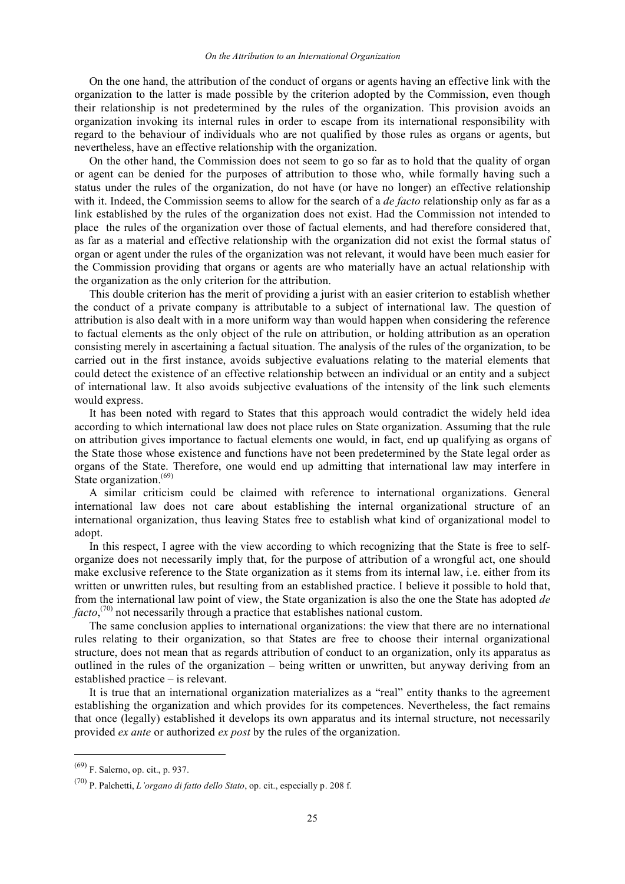On the one hand, the attribution of the conduct of organs or agents having an effective link with the organization to the latter is made possible by the criterion adopted by the Commission, even though their relationship is not predetermined by the rules of the organization. This provision avoids an organization invoking its internal rules in order to escape from its international responsibility with regard to the behaviour of individuals who are not qualified by those rules as organs or agents, but nevertheless, have an effective relationship with the organization.

On the other hand, the Commission does not seem to go so far as to hold that the quality of organ or agent can be denied for the purposes of attribution to those who, while formally having such a status under the rules of the organization, do not have (or have no longer) an effective relationship with it. Indeed, the Commission seems to allow for the search of a *de facto* relationship only as far as a link established by the rules of the organization does not exist. Had the Commission not intended to place the rules of the organization over those of factual elements, and had therefore considered that, as far as a material and effective relationship with the organization did not exist the formal status of organ or agent under the rules of the organization was not relevant, it would have been much easier for the Commission providing that organs or agents are who materially have an actual relationship with the organization as the only criterion for the attribution.

This double criterion has the merit of providing a jurist with an easier criterion to establish whether the conduct of a private company is attributable to a subject of international law. The question of attribution is also dealt with in a more uniform way than would happen when considering the reference to factual elements as the only object of the rule on attribution, or holding attribution as an operation consisting merely in ascertaining a factual situation. The analysis of the rules of the organization, to be carried out in the first instance, avoids subjective evaluations relating to the material elements that could detect the existence of an effective relationship between an individual or an entity and a subject of international law. It also avoids subjective evaluations of the intensity of the link such elements would express.

It has been noted with regard to States that this approach would contradict the widely held idea according to which international law does not place rules on State organization. Assuming that the rule on attribution gives importance to factual elements one would, in fact, end up qualifying as organs of the State those whose existence and functions have not been predetermined by the State legal order as organs of the State. Therefore, one would end up admitting that international law may interfere in State organization.(69)

A similar criticism could be claimed with reference to international organizations. General international law does not care about establishing the internal organizational structure of an international organization, thus leaving States free to establish what kind of organizational model to adopt.

In this respect, I agree with the view according to which recognizing that the State is free to self-organize does not necessarily imply that, for the purpose of attribution of a wrongful act, one should make exclusive reference to the State organization as it stems from its internal law, i.e. either from its written or unwritten rules, but resulting from an established practice. I believe it possible to hold that, from the international law point of view, the State organization is also the one the State has adopted *de facto*,(70) not necessarily through a practice that establishes national custom.

The same conclusion applies to international organizations: the view that there are no international rules relating to their organization, so that States are free to choose their internal organizational structure, does not mean that as regards attribution of conduct to an organization, only its apparatus as outlined in the rules of the organization – being written or unwritten, but anyway deriving from an established practice – is relevant.

It is true that an international organization materializes as a "real" entity thanks to the agreement establishing the organization and which provides for its competences. Nevertheless, the fact remains that once (legally) established it develops its own apparatus and its internal structure, not necessarily provided *ex ante* or authorized *ex post* by the rules of the organization.

---

(69) F. Salerno, op. cit., p. 937.

(70) P. Palchetti, *L'organo di fatto dello Stato*, op. cit., especially p. 208 f.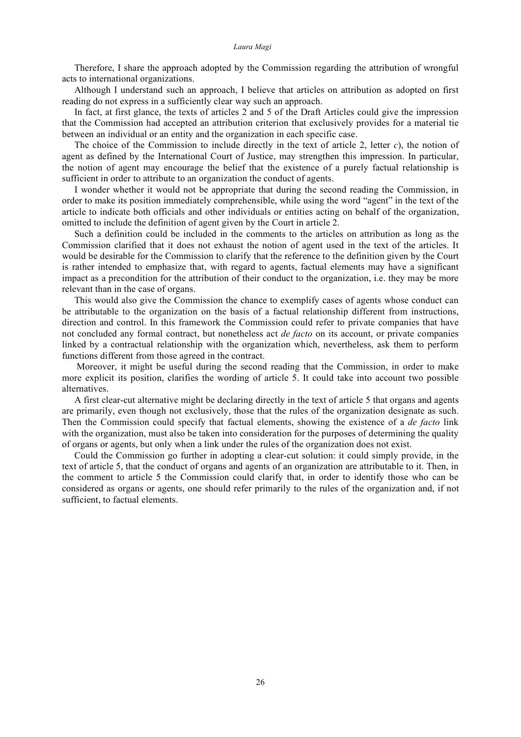Therefore, I share the approach adopted by the Commission regarding the attribution of wrongful acts to international organizations.

Although I understand such an approach, I believe that articles on attribution as adopted on first reading do not express in a sufficiently clear way such an approach.

In fact, at first glance, the texts of articles 2 and 5 of the Draft Articles could give the impression that the Commission had accepted an attribution criterion that exclusively provides for a material tie between an individual or an entity and the organization in each specific case.

The choice of the Commission to include directly in the text of article 2, letter *c*), the notion of agent as defined by the International Court of Justice, may strengthen this impression. In particular, the notion of agent may encourage the belief that the existence of a purely factual relationship is sufficient in order to attribute to an organization the conduct of agents.

I wonder whether it would not be appropriate that during the second reading the Commission, in order to make its position immediately comprehensible, while using the word "agent" in the text of the article to indicate both officials and other individuals or entities acting on behalf of the organization, omitted to include the definition of agent given by the Court in article 2.

Such a definition could be included in the comments to the articles on attribution as long as the Commission clarified that it does not exhaust the notion of agent used in the text of the articles. It would be desirable for the Commission to clarify that the reference to the definition given by the Court is rather intended to emphasize that, with regard to agents, factual elements may have a significant impact as a precondition for the attribution of their conduct to the organization, i.e. they may be more relevant than in the case of organs.

This would also give the Commission the chance to exemplify cases of agents whose conduct can be attributable to the organization on the basis of a factual relationship different from instructions, direction and control. In this framework the Commission could refer to private companies that have not concluded any formal contract, but nonetheless act *de facto* on its account, or private companies linked by a contractual relationship with the organization which, nevertheless, ask them to perform functions different from those agreed in the contract.

Moreover, it might be useful during the second reading that the Commission, in order to make more explicit its position, clarifies the wording of article 5. It could take into account two possible alternatives.

A first clear-cut alternative might be declaring directly in the text of article 5 that organs and agents are primarily, even though not exclusively, those that the rules of the organization designate as such. Then the Commission could specify that factual elements, showing the existence of a *de facto* link with the organization, must also be taken into consideration for the purposes of determining the quality of organs or agents, but only when a link under the rules of the organization does not exist.

Could the Commission go further in adopting a clear-cut solution: it could simply provide, in the text of article 5, that the conduct of organs and agents of an organization are attributable to it. Then, in the comment to article 5 the Commission could clarify that, in order to identify those who can be considered as organs or agents, one should refer primarily to the rules of the organization and, if not sufficient, to factual elements.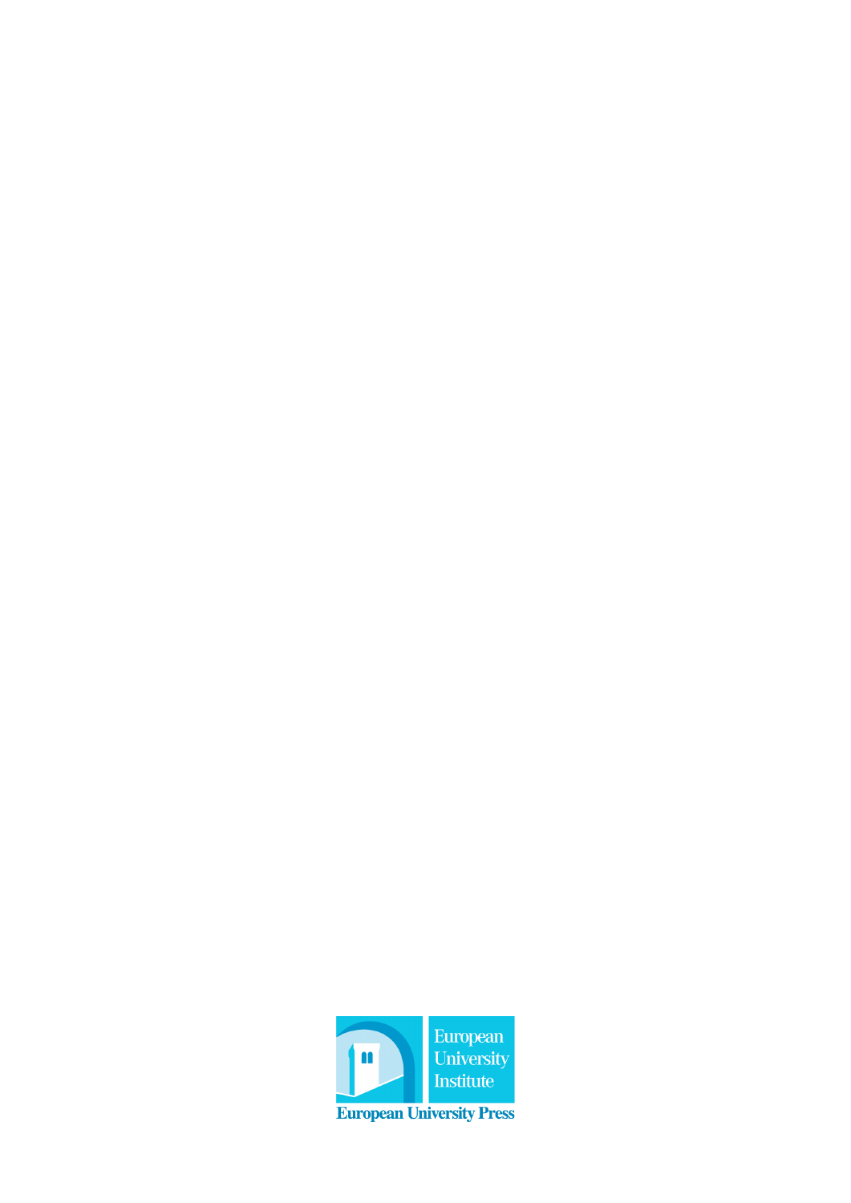European University Institute

European University Press